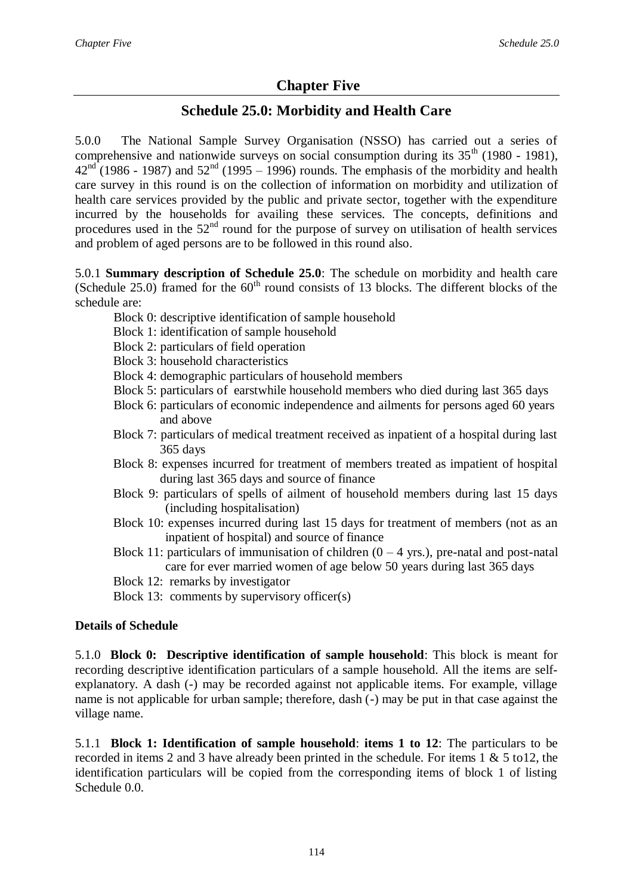# Chapter Five

## Schedule 25.0: Morbidity and Health Care

5.0.0 The National Sample Survey Organisation (NSSO) has carried out a series of comprehensive and nationwide surveys on social consumption during its 35th (1980 - 1981), 42nd (1986 - 1987) and 52nd (1995 – 1996) rounds. The emphasis of the morbidity and health care survey in this round is on the collection of information on morbidity and utilization of health care services provided by the public and private sector, together with the expenditure incurred by the households for availing these services. The concepts, definitions and procedures used in the 52nd round for the purpose of survey on utilisation of health services and problem of aged persons are to be followed in this round also.

5.0.1 **Summary description of Schedule 25.0**: The schedule on morbidity and health care (Schedule 25.0) framed for the 60th round consists of 13 blocks. The different blocks of the schedule are:

- Block 0: descriptive identification of sample household
- Block 1: identification of sample household
- Block 2: particulars of field operation
- Block 3: household characteristics
- Block 4: demographic particulars of household members
- Block 5: particulars of earstwhile household members who died during last 365 days
- Block 6: particulars of economic independence and ailments for persons aged 60 years and above
- Block 7: particulars of medical treatment received as inpatient of a hospital during last 365 days
- Block 8: expenses incurred for treatment of members treated as impatient of hospital during last 365 days and source of finance
- Block 9: particulars of spells of ailment of household members during last 15 days (including hospitalisation)
- Block 10: expenses incurred during last 15 days for treatment of members (not as an inpatient of hospital) and source of finance
- Block 11: particulars of immunisation of children (0 – 4 yrs.), pre-natal and post-natal care for ever married women of age below 50 years during last 365 days
- Block 12: remarks by investigator
- Block 13: comments by supervisory officer(s)

### Details of Schedule

5.1.0 **Block 0: Descriptive identification of sample household**: This block is meant for recording descriptive identification particulars of a sample household. All the items are self-explanatory. A dash (-) may be recorded against not applicable items. For example, village name is not applicable for urban sample; therefore, dash (-) may be put in that case against the village name.

5.1.1 **Block 1: Identification of sample household**: **items 1 to 12**: The particulars to be recorded in items 2 and 3 have already been printed in the schedule. For items 1 & 5 to12, the identification particulars will be copied from the corresponding items of block 1 of listing Schedule 0.0.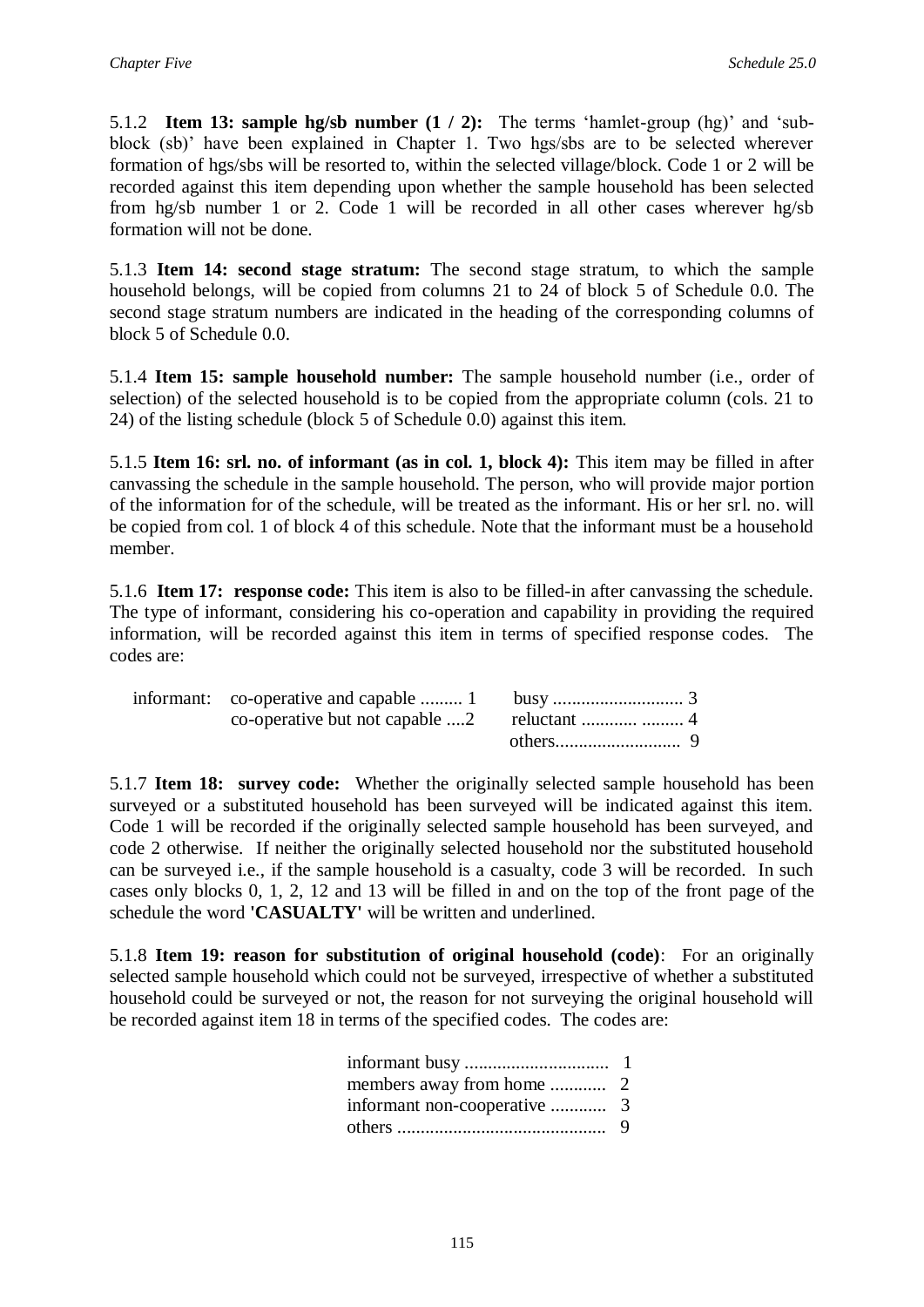5.1.2 **Item 13: sample hg/sb number (1 / 2):** The terms 'hamlet-group (hg)' and 'sub-block (sb)' have been explained in Chapter 1. Two hgs/sbs are to be selected wherever formation of hgs/sbs will be resorted to, within the selected village/block. Code 1 or 2 will be recorded against this item depending upon whether the sample household has been selected from hg/sb number 1 or 2. Code 1 will be recorded in all other cases wherever hg/sb formation will not be done.

5.1.3 **Item 14: second stage stratum:** The second stage stratum, to which the sample household belongs, will be copied from columns 21 to 24 of block 5 of Schedule 0.0. The second stage stratum numbers are indicated in the heading of the corresponding columns of block 5 of Schedule 0.0.

5.1.4 **Item 15: sample household number:** The sample household number (i.e., order of selection) of the selected household is to be copied from the appropriate column (cols. 21 to 24) of the listing schedule (block 5 of Schedule 0.0) against this item.

5.1.5 **Item 16: srl. no. of informant (as in col. 1, block 4):** This item may be filled in after canvassing the schedule in the sample household. The person, who will provide major portion of the information for of the schedule, will be treated as the informant. His or her srl. no. will be copied from col. 1 of block 4 of this schedule. Note that the informant must be a household member.

5.1.6 **Item 17: response code:** This item is also to be filled-in after canvassing the schedule. The type of informant, considering his co-operation and capability in providing the required information, will be recorded against this item in terms of specified response codes. The codes are:

informant: co-operative and capable ......... 1
co-operative but not capable ....2
busy ............................ 3
reluctant ............ ......... 4
others........................... 9

5.1.7 **Item 18: survey code:** Whether the originally selected sample household has been surveyed or a substituted household has been surveyed will be indicated against this item. Code 1 will be recorded if the originally selected sample household has been surveyed, and code 2 otherwise. If neither the originally selected household nor the substituted household can be surveyed i.e., if the sample household is a casualty, code 3 will be recorded. In such cases only blocks 0, 1, 2, 12 and 13 will be filled in and on the top of the front page of the schedule the word **'CASUALTY'** will be written and underlined.

5.1.8 **Item 19: reason for substitution of original household (code)**: For an originally selected sample household which could not be surveyed, irrespective of whether a substituted household could be surveyed or not, the reason for not surveying the original household will be recorded against item 18 in terms of the specified codes. The codes are:

informant busy ............................... 1
members away from home ............ 2
informant non-cooperative ............ 3
others ............................................ 9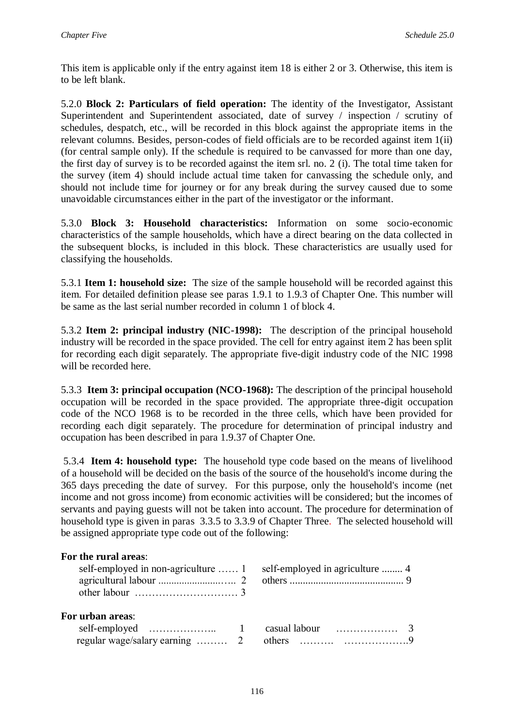This item is applicable only if the entry against item 18 is either 2 or 3. Otherwise, this item is to be left blank.

5.2.0 **Block 2: Particulars of field operation:** The identity of the Investigator, Assistant Superintendent and Superintendent associated, date of survey / inspection / scrutiny of schedules, despatch, etc., will be recorded in this block against the appropriate items in the relevant columns. Besides, person-codes of field officials are to be recorded against item 1(ii) (for central sample only). If the schedule is required to be canvassed for more than one day, the first day of survey is to be recorded against the item srl. no. 2 (i). The total time taken for the survey (item 4) should include actual time taken for canvassing the schedule only, and should not include time for journey or for any break during the survey caused due to some unavoidable circumstances either in the part of the investigator or the informant.

5.3.0 **Block 3: Household characteristics:** Information on some socio-economic characteristics of the sample households, which have a direct bearing on the data collected in the subsequent blocks, is included in this block. These characteristics are usually used for classifying the households.

5.3.1 **Item 1: household size:** The size of the sample household will be recorded against this item. For detailed definition please see paras 1.9.1 to 1.9.3 of Chapter One. This number will be same as the last serial number recorded in column 1 of block 4.

5.3.2 **Item 2: principal industry (NIC-1998):** The description of the principal household industry will be recorded in the space provided. The cell for entry against item 2 has been split for recording each digit separately. The appropriate five-digit industry code of the NIC 1998 will be recorded here.

5.3.3 **Item 3: principal occupation (NCO-1968):** The description of the principal household occupation will be recorded in the space provided. The appropriate three-digit occupation code of the NCO 1968 is to be recorded in the three cells, which have been provided for recording each digit separately. The procedure for determination of principal industry and occupation has been described in para 1.9.37 of Chapter One.

5.3.4 **Item 4: household type:** The household type code based on the means of livelihood of a household will be decided on the basis of the source of the household's income during the 365 days preceding the date of survey. For this purpose, only the household's income (net income and not gross income) from economic activities will be considered; but the incomes of servants and paying guests will not be taken into account. The procedure for determination of household type is given in paras 3.3.5 to 3.3.9 of Chapter Three. The selected household will be assigned appropriate type code out of the following:

**For the rural areas**:

| | |
|---|---|
| self-employed in non-agriculture …… 1 | self-employed in agriculture ........ 4 |
| agricultural labour .......................….. 2 | others ........................................... 9 |
| other labour ………………………… 3 | |

**For urban areas**:

| | |
|---|---|
| self-employed ……………….. 1 | casual labour ……………… 3 |
| regular wage/salary earning ……… 2 | others ………. ……………….9 |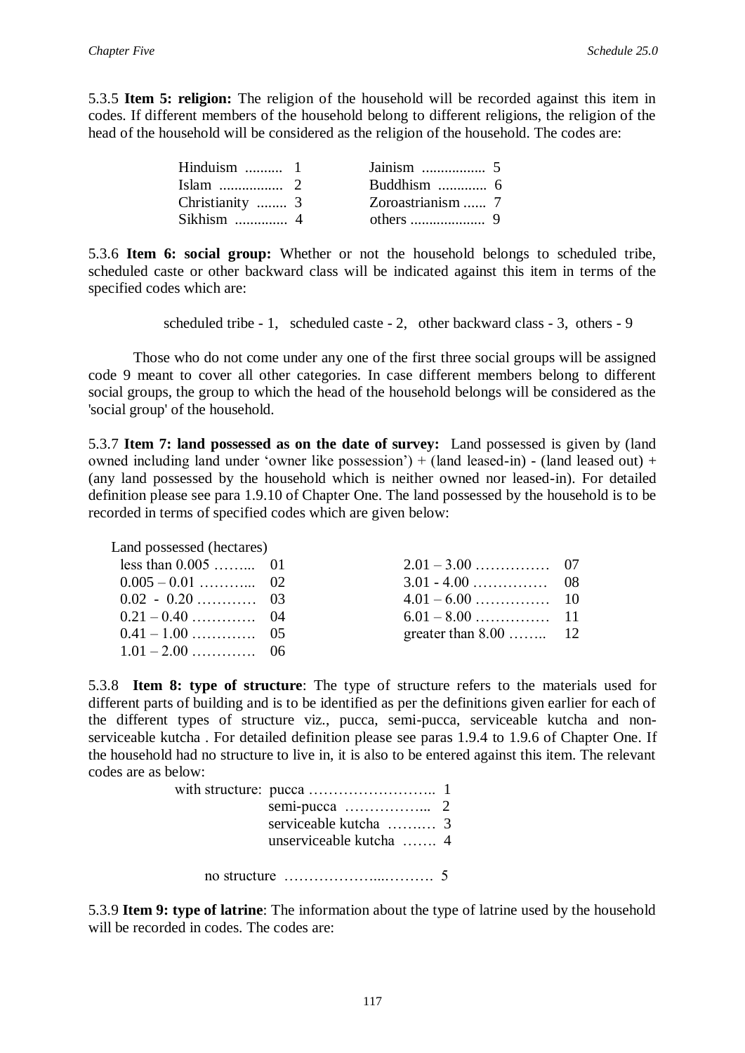5.3.5 **Item 5: religion:** The religion of the household will be recorded against this item in codes. If different members of the household belong to different religions, the religion of the head of the household will be considered as the religion of the household. The codes are:

| | | | |
|---|---|---|---|
| Hinduism .......... | 1 | Jainism ................ | 5 |
| Islam ................ | 2 | Buddhism ............. | 6 |
| Christianity ........ | 3 | Zoroastrianism ...... | 7 |
| Sikhism .............. | 4 | others .................... | 9 |

5.3.6 **Item 6: social group:** Whether or not the household belongs to scheduled tribe, scheduled caste or other backward class will be indicated against this item in terms of the specified codes which are:

scheduled tribe - 1, scheduled caste - 2, other backward class - 3, others - 9

Those who do not come under any one of the first three social groups will be assigned code 9 meant to cover all other categories. In case different members belong to different social groups, the group to which the head of the household belongs will be considered as the 'social group' of the household.

5.3.7 **Item 7: land possessed as on the date of survey:** Land possessed is given by (land owned including land under 'owner like possession') + (land leased-in) - (land leased out) + (any land possessed by the household which is neither owned nor leased-in). For detailed definition please see para 1.9.10 of Chapter One. The land possessed by the household is to be recorded in terms of specified codes which are given below:

Land possessed (hectares)

| | | | |
|---|---|---|---|
| less than 0.005 …….... | 01 | 2.01 – 3.00 …………… | 07 |
| 0.005 – 0.01 ………... | 02 | 3.01 - 4.00 …………… | 08 |
| 0.02 - 0.20 ………… | 03 | 4.01 – 6.00 …………… | 10 |
| 0.21 – 0.40 …………. | 04 | 6.01 – 8.00 …………… | 11 |
| 0.41 – 1.00 …………. | 05 | greater than 8.00 …….. | 12 |
| 1.01 – 2.00 …………. | 06 | | |

5.3.8 **Item 8: type of structure**: The type of structure refers to the materials used for different parts of building and is to be identified as per the definitions given earlier for each of the different types of structure viz., pucca, semi-pucca, serviceable kutcha and non-serviceable kutcha . For detailed definition please see paras 1.9.4 to 1.9.6 of Chapter One. If the household had no structure to live in, it is also to be entered against this item. The relevant codes are as below:

with structure:
- pucca …………………….. 1
- semi-pucca ……………... 2
- serviceable kutcha …….… 3
- unserviceable kutcha ……. 4

no structure ………………...………. 5

5.3.9 **Item 9: type of latrine**: The information about the type of latrine used by the household will be recorded in codes. The codes are: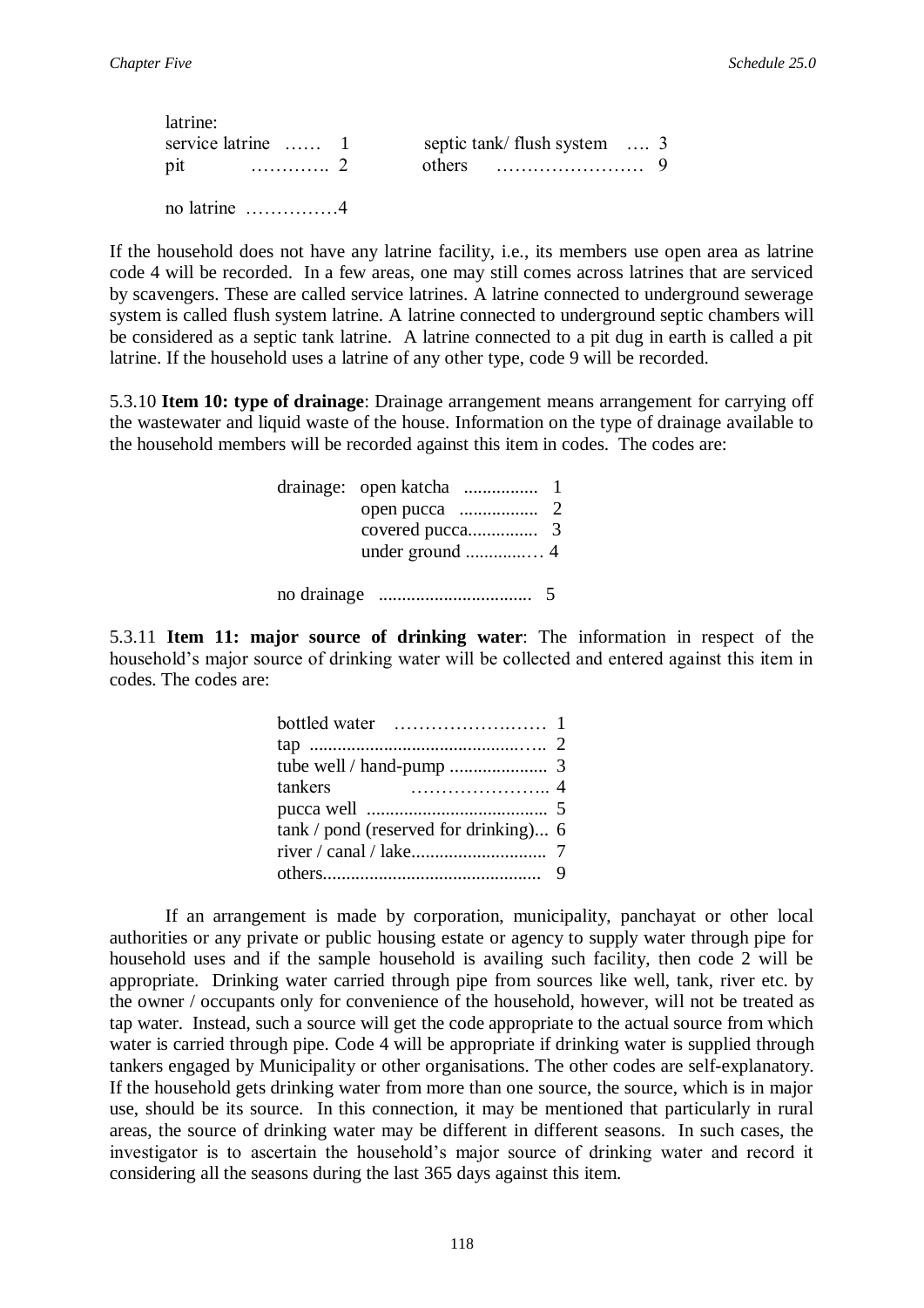latrine:

| | | | |
|---|---|---|---|
| service latrine …… | 1 | septic tank/ flush system …. | 3 |
| pit ………….. | 2 | others …………………… | 9 |

no latrine ……………4

If the household does not have any latrine facility, i.e., its members use open area as latrine code 4 will be recorded. In a few areas, one may still comes across latrines that are serviced by scavengers. These are called service latrines. A latrine connected to underground sewerage system is called flush system latrine. A latrine connected to underground septic chambers will be considered as a septic tank latrine. A latrine connected to a pit dug in earth is called a pit latrine. If the household uses a latrine of any other type, code 9 will be recorded.

5.3.10 **Item 10: type of drainage**: Drainage arrangement means arrangement for carrying off the wastewater and liquid waste of the house. Information on the type of drainage available to the household members will be recorded against this item in codes. The codes are:

drainage:
- open katcha ................ 1
- open pucca ................. 2
- covered pucca............... 3
- under ground ............… 4

no drainage ................................ 5

5.3.11 **Item 11: major source of drinking water**: The information in respect of the household's major source of drinking water will be collected and entered against this item in codes. The codes are:

- bottled water …………………… 1
- tap ............................................….. 2
- tube well / hand-pump ..................... 3
- tankers ………………….. 4
- pucca well ....................................... 5
- tank / pond (reserved for drinking)... 6
- river / canal / lake............................ 7
- others............................................... 9

If an arrangement is made by corporation, municipality, panchayat or other local authorities or any private or public housing estate or agency to supply water through pipe for household uses and if the sample household is availing such facility, then code 2 will be appropriate. Drinking water carried through pipe from sources like well, tank, river etc. by the owner / occupants only for convenience of the household, however, will not be treated as tap water. Instead, such a source will get the code appropriate to the actual source from which water is carried through pipe. Code 4 will be appropriate if drinking water is supplied through tankers engaged by Municipality or other organisations. The other codes are self-explanatory. If the household gets drinking water from more than one source, the source, which is in major use, should be its source. In this connection, it may be mentioned that particularly in rural areas, the source of drinking water may be different in different seasons. In such cases, the investigator is to ascertain the household's major source of drinking water and record it considering all the seasons during the last 365 days against this item.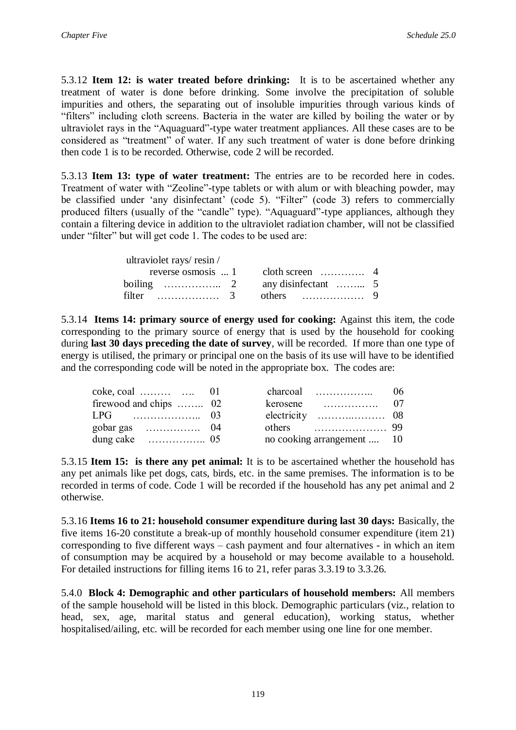5.3.12 **Item 12: is water treated before drinking:** It is to be ascertained whether any treatment of water is done before drinking. Some involve the precipitation of soluble impurities and others, the separating out of insoluble impurities through various kinds of "filters" including cloth screens. Bacteria in the water are killed by boiling the water or by ultraviolet rays in the "Aquaguard"-type water treatment appliances. All these cases are to be considered as "treatment" of water. If any such treatment of water is done before drinking then code 1 is to be recorded. Otherwise, code 2 will be recorded.

5.3.13 **Item 13: type of water treatment:** The entries are to be recorded here in codes. Treatment of water with "Zeoline"-type tablets or with alum or with bleaching powder, may be classified under 'any disinfectant' (code 5). "Filter" (code 3) refers to commercially produced filters (usually of the "candle" type). "Aquaguard"-type appliances, although they contain a filtering device in addition to the ultraviolet radiation chamber, will not be classified under "filter" but will get code 1. The codes to be used are:

| | | | |
|---|---|---|---|
| ultraviolet rays/ resin / reverse osmosis | 1 | cloth screen | 4 |
| boiling | 2 | any disinfectant | 5 |
| filter | 3 | others | 9 |

5.3.14 **Items 14: primary source of energy used for cooking:** Against this item, the code corresponding to the primary source of energy that is used by the household for cooking during **last 30 days preceding the date of survey**, will be recorded. If more than one type of energy is utilised, the primary or principal one on the basis of its use will have to be identified and the corresponding code will be noted in the appropriate box. The codes are:

| | | | |
|---|---|---|---|
| coke, coal | 01 | charcoal | 06 |
| firewood and chips | 02 | kerosene | 07 |
| LPG | 03 | electricity | 08 |
| gobar gas | 04 | others | 99 |
| dung cake | 05 | no cooking arrangement | 10 |

5.3.15 **Item 15: is there any pet animal:** It is to be ascertained whether the household has any pet animals like pet dogs, cats, birds, etc. in the same premises. The information is to be recorded in terms of code. Code 1 will be recorded if the household has any pet animal and 2 otherwise.

5.3.16 **Items 16 to 21: household consumer expenditure during last 30 days:** Basically, the five items 16-20 constitute a break-up of monthly household consumer expenditure (item 21) corresponding to five different ways – cash payment and four alternatives - in which an item of consumption may be acquired by a household or may become available to a household. For detailed instructions for filling items 16 to 21, refer paras 3.3.19 to 3.3.26.

5.4.0 **Block 4: Demographic and other particulars of household members:** All members of the sample household will be listed in this block. Demographic particulars (viz., relation to head, sex, age, marital status and general education), working status, whether hospitalised/ailing, etc. will be recorded for each member using one line for one member.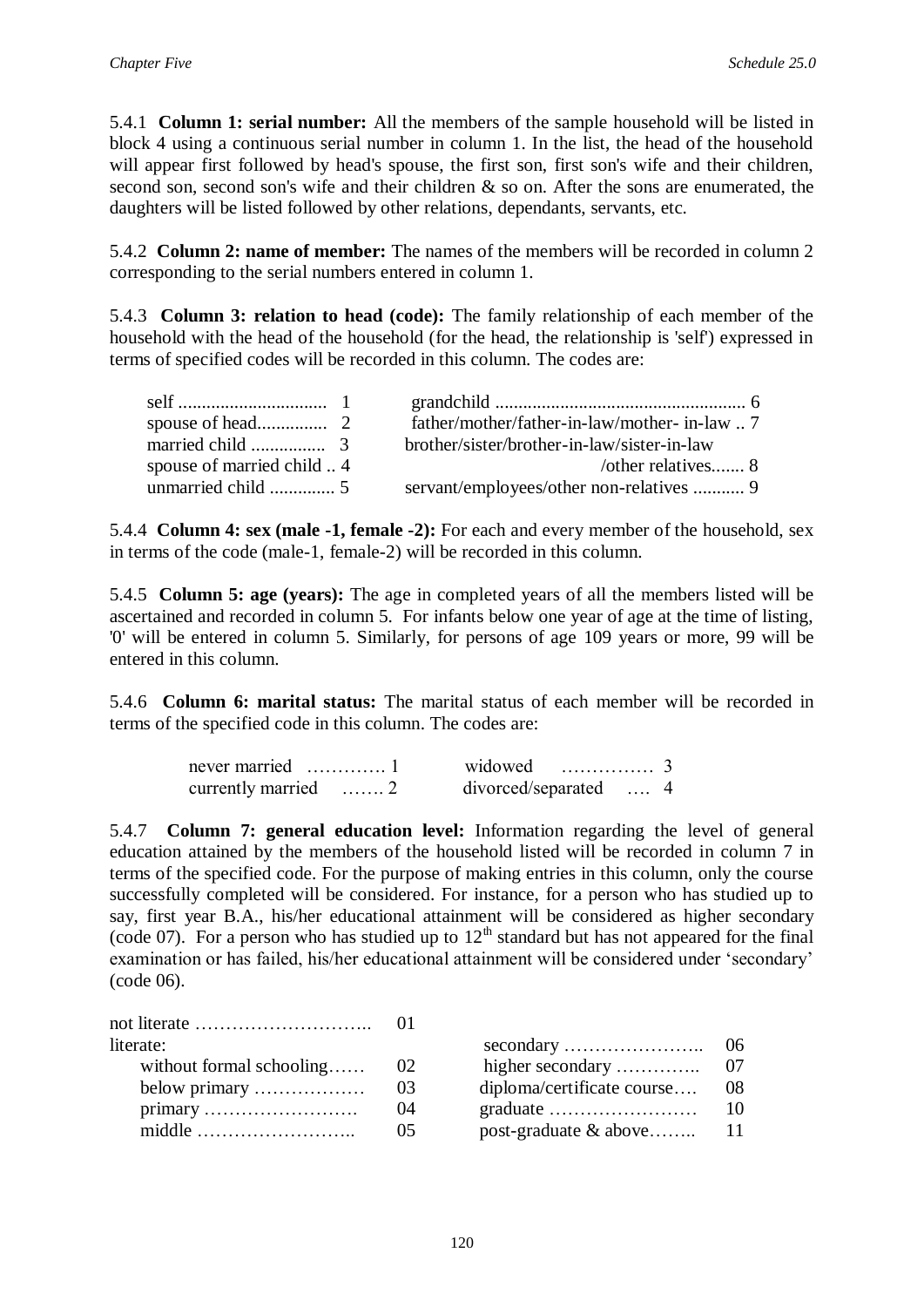5.4.1 **Column 1: serial number:** All the members of the sample household will be listed in block 4 using a continuous serial number in column 1. In the list, the head of the household will appear first followed by head's spouse, the first son, first son's wife and their children, second son, second son's wife and their children & so on. After the sons are enumerated, the daughters will be listed followed by other relations, dependants, servants, etc.

5.4.2 **Column 2: name of member:** The names of the members will be recorded in column 2 corresponding to the serial numbers entered in column 1.

5.4.3 **Column 3: relation to head (code):** The family relationship of each member of the household with the head of the household (for the head, the relationship is 'self') expressed in terms of specified codes will be recorded in this column. The codes are:

| | | | |
|---|---|---|---|
| self | 1 | grandchild | 6 |
| spouse of head | 2 | father/mother/father-in-law/mother- in-law | 7 |
| married child | 3 | brother/sister/brother-in-law/sister-in-law /other relatives | 8 |
| spouse of married child | 4 | servant/employees/other non-relatives | 9 |
| unmarried child | 5 | | |

5.4.4 **Column 4: sex (male -1, female -2):** For each and every member of the household, sex in terms of the code (male-1, female-2) will be recorded in this column.

5.4.5 **Column 5: age (years):** The age in completed years of all the members listed will be ascertained and recorded in column 5. For infants below one year of age at the time of listing, '0' will be entered in column 5. Similarly, for persons of age 109 years or more, 99 will be entered in this column.

5.4.6 **Column 6: marital status:** The marital status of each member will be recorded in terms of the specified code in this column. The codes are:

| | | | |
|---|---|---|---|
| never married | 1 | widowed | 3 |
| currently married | 2 | divorced/separated | 4 |

5.4.7 **Column 7: general education level:** Information regarding the level of general education attained by the members of the household listed will be recorded in column 7 in terms of the specified code. For the purpose of making entries in this column, only the course successfully completed will be considered. For instance, for a person who has studied up to say, first year B.A., his/her educational attainment will be considered as higher secondary (code 07). For a person who has studied up to 12[th] standard but has not appeared for the final examination or has failed, his/her educational attainment will be considered under 'secondary' (code 06).

| | | | |
|---|---|---|---|
| not literate | 01 | | |
| literate: | | secondary | 06 |
| without formal schooling | 02 | higher secondary | 07 |
| below primary | 03 | diploma/certificate course | 08 |
| primary | 04 | graduate | 10 |
| middle | 05 | post-graduate & above | 11 |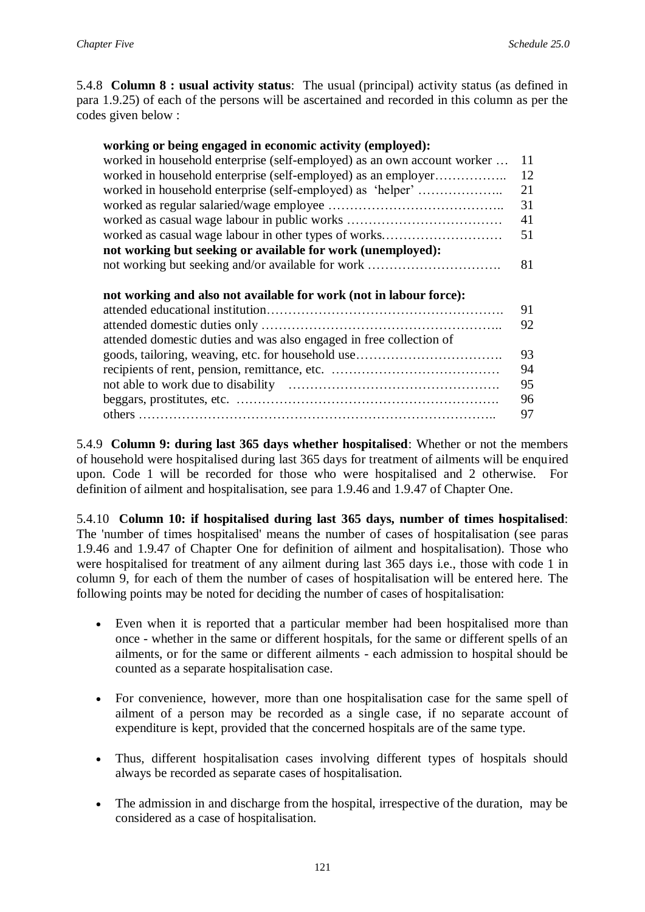5.4.8 **Column 8 : usual activity status**: The usual (principal) activity status (as defined in para 1.9.25) of each of the persons will be ascertained and recorded in this column as per the codes given below :

**working or being engaged in economic activity (employed):**

| | |
|---|---|
| worked in household enterprise (self-employed) as an own account worker … | 11 |
| worked in household enterprise (self-employed) as an employer…………….. | 12 |
| worked in household enterprise (self-employed) as 'helper' ……………….. | 21 |
| worked as regular salaried/wage employee ………………………………….. | 31 |
| worked as casual wage labour in public works ……………………………… | 41 |
| worked as casual wage labour in other types of works.……………………… | 51 |
| **not working but seeking or available for work (unemployed):** | |
| not working but seeking and/or available for work …………………………. | 81 |

**not working and also not available for work (not in labour force):**

| | |
|---|---|
| attended educational institution………………………………………………. | 91 |
| attended domestic duties only ……………………………………………….. | 92 |
| attended domestic duties and was also engaged in free collection of goods, tailoring, weaving, etc. for household use……………………………. | 93 |
| recipients of rent, pension, remittance, etc. ………………………………… | 94 |
| not able to work due to disability ………………………………………… | 95 |
| beggars, prostitutes, etc. ……………………………………………………. | 96 |
| others ……………………………………………………………………….. | 97 |

5.4.9 **Column 9: during last 365 days whether hospitalised**: Whether or not the members of household were hospitalised during last 365 days for treatment of ailments will be enquired upon. Code 1 will be recorded for those who were hospitalised and 2 otherwise. For definition of ailment and hospitalisation, see para 1.9.46 and 1.9.47 of Chapter One.

5.4.10 **Column 10: if hospitalised during last 365 days, number of times hospitalised**: The 'number of times hospitalised' means the number of cases of hospitalisation (see paras 1.9.46 and 1.9.47 of Chapter One for definition of ailment and hospitalisation). Those who were hospitalised for treatment of any ailment during last 365 days i.e., those with code 1 in column 9, for each of them the number of cases of hospitalisation will be entered here. The following points may be noted for deciding the number of cases of hospitalisation:

- Even when it is reported that a particular member had been hospitalised more than once - whether in the same or different hospitals, for the same or different spells of an ailments, or for the same or different ailments - each admission to hospital should be counted as a separate hospitalisation case.
- For convenience, however, more than one hospitalisation case for the same spell of ailment of a person may be recorded as a single case, if no separate account of expenditure is kept, provided that the concerned hospitals are of the same type.
- Thus, different hospitalisation cases involving different types of hospitals should always be recorded as separate cases of hospitalisation.
- The admission in and discharge from the hospital, irrespective of the duration, may be considered as a case of hospitalisation.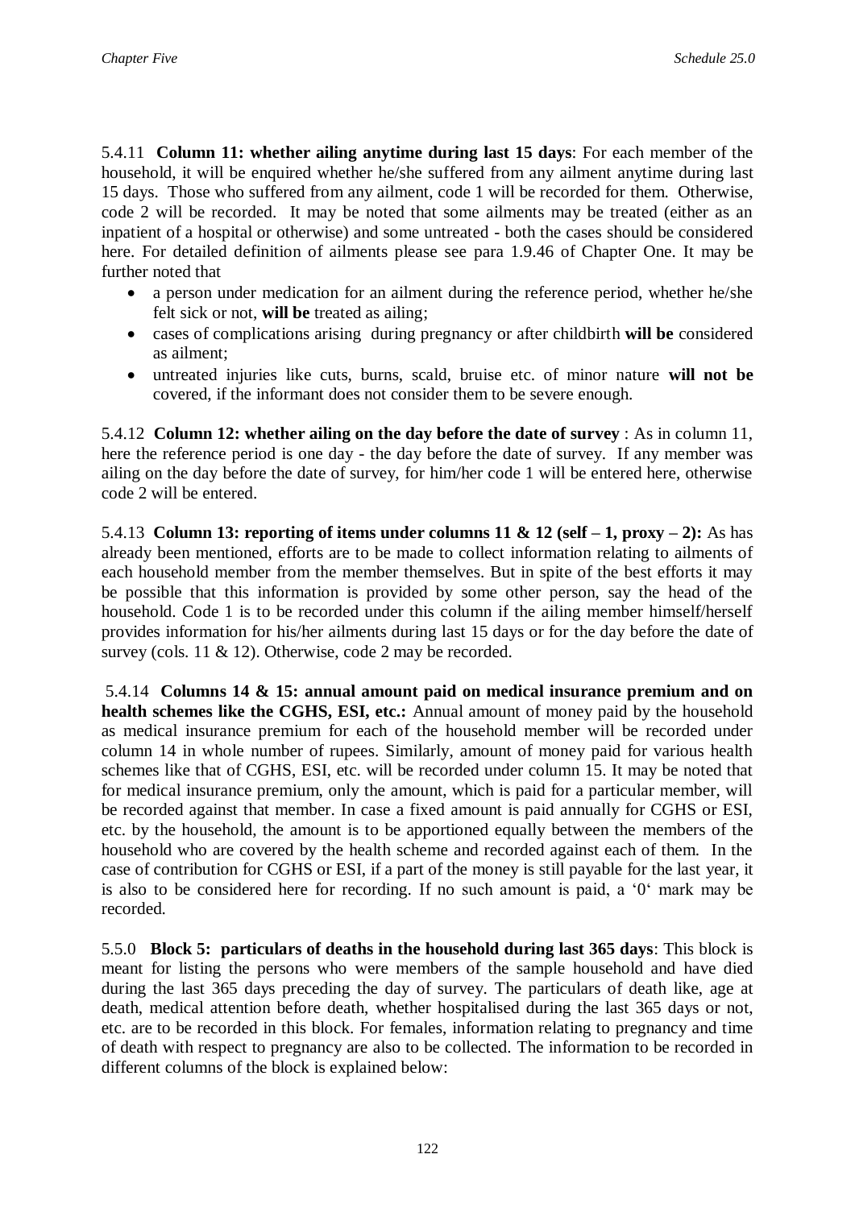5.4.11 **Column 11: whether ailing anytime during last 15 days**: For each member of the household, it will be enquired whether he/she suffered from any ailment anytime during last 15 days. Those who suffered from any ailment, code 1 will be recorded for them. Otherwise, code 2 will be recorded. It may be noted that some ailments may be treated (either as an inpatient of a hospital or otherwise) and some untreated - both the cases should be considered here. For detailed definition of ailments please see para 1.9.46 of Chapter One. It may be further noted that

- a person under medication for an ailment during the reference period, whether he/she felt sick or not, **will be** treated as ailing;
- cases of complications arising during pregnancy or after childbirth **will be** considered as ailment;
- untreated injuries like cuts, burns, scald, bruise etc. of minor nature **will not be** covered, if the informant does not consider them to be severe enough.

5.4.12 **Column 12: whether ailing on the day before the date of survey** : As in column 11, here the reference period is one day - the day before the date of survey. If any member was ailing on the day before the date of survey, for him/her code 1 will be entered here, otherwise code 2 will be entered.

5.4.13 **Column 13: reporting of items under columns 11 & 12 (self – 1, proxy – 2):** As has already been mentioned, efforts are to be made to collect information relating to ailments of each household member from the member themselves. But in spite of the best efforts it may be possible that this information is provided by some other person, say the head of the household. Code 1 is to be recorded under this column if the ailing member himself/herself provides information for his/her ailments during last 15 days or for the day before the date of survey (cols. 11 & 12). Otherwise, code 2 may be recorded.

5.4.14 **Columns 14 & 15: annual amount paid on medical insurance premium and on health schemes like the CGHS, ESI, etc.:** Annual amount of money paid by the household as medical insurance premium for each of the household member will be recorded under column 14 in whole number of rupees. Similarly, amount of money paid for various health schemes like that of CGHS, ESI, etc. will be recorded under column 15. It may be noted that for medical insurance premium, only the amount, which is paid for a particular member, will be recorded against that member. In case a fixed amount is paid annually for CGHS or ESI, etc. by the household, the amount is to be apportioned equally between the members of the household who are covered by the health scheme and recorded against each of them. In the case of contribution for CGHS or ESI, if a part of the money is still payable for the last year, it is also to be considered here for recording. If no such amount is paid, a '0' mark may be recorded.

5.5.0 **Block 5: particulars of deaths in the household during last 365 days**: This block is meant for listing the persons who were members of the sample household and have died during the last 365 days preceding the day of survey. The particulars of death like, age at death, medical attention before death, whether hospitalised during the last 365 days or not, etc. are to be recorded in this block. For females, information relating to pregnancy and time of death with respect to pregnancy are also to be collected. The information to be recorded in different columns of the block is explained below: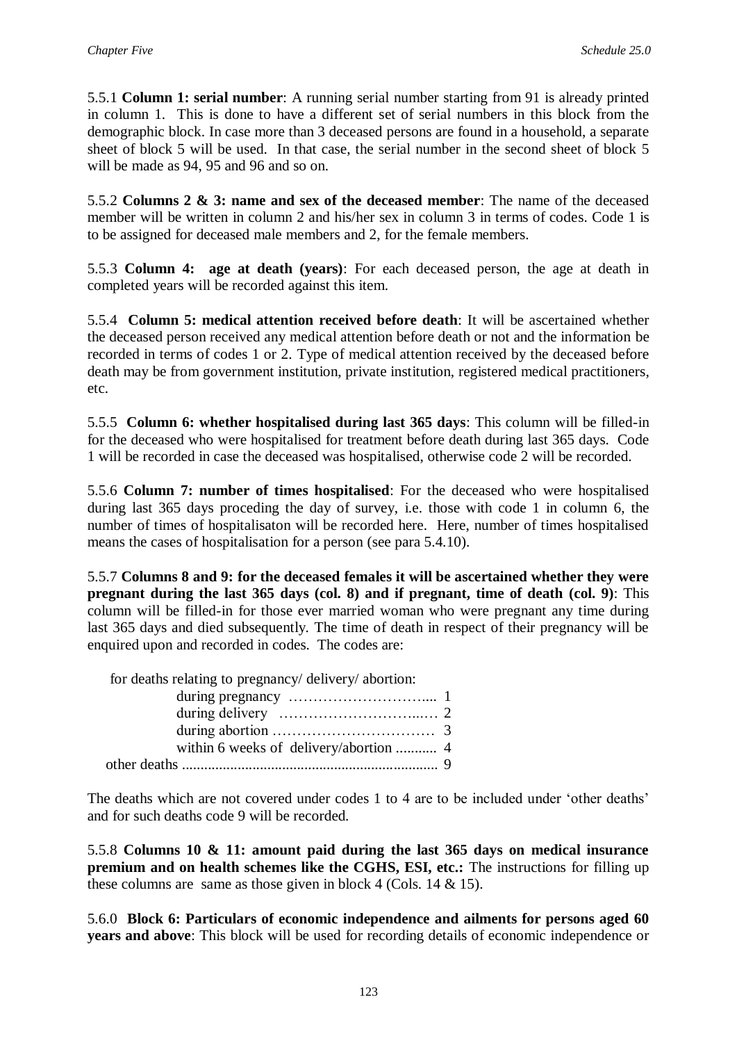5.5.1 **Column 1: serial number**: A running serial number starting from 91 is already printed in column 1. This is done to have a different set of serial numbers in this block from the demographic block. In case more than 3 deceased persons are found in a household, a separate sheet of block 5 will be used. In that case, the serial number in the second sheet of block 5 will be made as 94, 95 and 96 and so on.

5.5.2 **Columns 2 & 3: name and sex of the deceased member**: The name of the deceased member will be written in column 2 and his/her sex in column 3 in terms of codes. Code 1 is to be assigned for deceased male members and 2, for the female members.

5.5.3 **Column 4: age at death (years)**: For each deceased person, the age at death in completed years will be recorded against this item.

5.5.4 **Column 5: medical attention received before death**: It will be ascertained whether the deceased person received any medical attention before death or not and the information be recorded in terms of codes 1 or 2. Type of medical attention received by the deceased before death may be from government institution, private institution, registered medical practitioners, etc.

5.5.5 **Column 6: whether hospitalised during last 365 days**: This column will be filled-in for the deceased who were hospitalised for treatment before death during last 365 days. Code 1 will be recorded in case the deceased was hospitalised, otherwise code 2 will be recorded.

5.5.6 **Column 7: number of times hospitalised**: For the deceased who were hospitalised during last 365 days proceding the day of survey, i.e. those with code 1 in column 6, the number of times of hospitalisaton will be recorded here. Here, number of times hospitalised means the cases of hospitalisation for a person (see para 5.4.10).

5.5.7 **Columns 8 and 9: for the deceased females it will be ascertained whether they were pregnant during the last 365 days (col. 8) and if pregnant, time of death (col. 9)**: This column will be filled-in for those ever married woman who were pregnant any time during last 365 days and died subsequently. The time of death in respect of their pregnancy will be enquired upon and recorded in codes. The codes are:

for deaths relating to pregnancy/ delivery/ abortion:

- during pregnancy ……………………….... 1
- during delivery …………………………..… 2
- during abortion …………………………… 3
- within 6 weeks of delivery/abortion ........... 4

other deaths ..................................................................... 9

The deaths which are not covered under codes 1 to 4 are to be included under 'other deaths' and for such deaths code 9 will be recorded.

5.5.8 **Columns 10 & 11: amount paid during the last 365 days on medical insurance premium and on health schemes like the CGHS, ESI, etc.:** The instructions for filling up these columns are same as those given in block 4 (Cols. 14 & 15).

5.6.0 **Block 6: Particulars of economic independence and ailments for persons aged 60 years and above**: This block will be used for recording details of economic independence or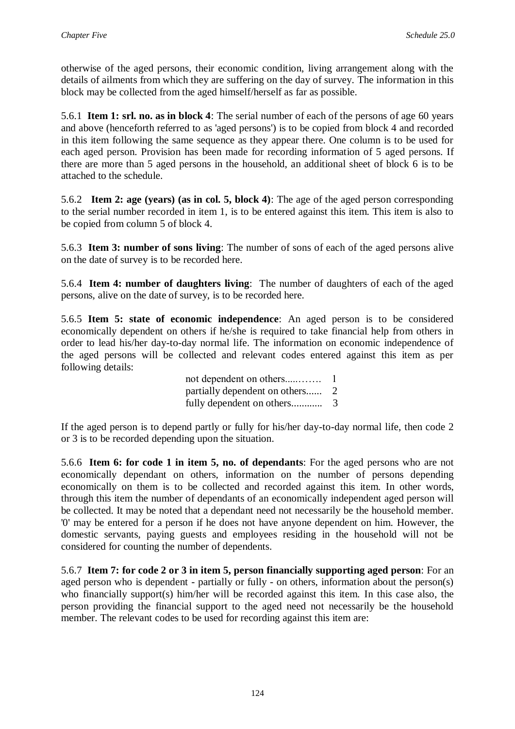otherwise of the aged persons, their economic condition, living arrangement along with the details of ailments from which they are suffering on the day of survey. The information in this block may be collected from the aged himself/herself as far as possible.

5.6.1 **Item 1: srl. no. as in block 4**: The serial number of each of the persons of age 60 years and above (henceforth referred to as 'aged persons') is to be copied from block 4 and recorded in this item following the same sequence as they appear there. One column is to be used for each aged person. Provision has been made for recording information of 5 aged persons. If there are more than 5 aged persons in the household, an additional sheet of block 6 is to be attached to the schedule.

5.6.2 **Item 2: age (years) (as in col. 5, block 4)**: The age of the aged person corresponding to the serial number recorded in item 1, is to be entered against this item. This item is also to be copied from column 5 of block 4.

5.6.3 **Item 3: number of sons living**: The number of sons of each of the aged persons alive on the date of survey is to be recorded here.

5.6.4 **Item 4: number of daughters living**: The number of daughters of each of the aged persons, alive on the date of survey, is to be recorded here.

5.6.5 **Item 5: state of economic independence**: An aged person is to be considered economically dependent on others if he/she is required to take financial help from others in order to lead his/her day-to-day normal life. The information on economic independence of the aged persons will be collected and relevant codes entered against this item as per following details:

not dependent on others.....……. 1
partially dependent on others...... 2
fully dependent on others............ 3

If the aged person is to depend partly or fully for his/her day-to-day normal life, then code 2 or 3 is to be recorded depending upon the situation.

5.6.6 **Item 6: for code 1 in item 5, no. of dependants**: For the aged persons who are not economically dependant on others, information on the number of persons depending economically on them is to be collected and recorded against this item. In other words, through this item the number of dependants of an economically independent aged person will be collected. It may be noted that a dependant need not necessarily be the household member. '0' may be entered for a person if he does not have anyone dependent on him. However, the domestic servants, paying guests and employees residing in the household will not be considered for counting the number of dependents.

5.6.7 **Item 7: for code 2 or 3 in item 5, person financially supporting aged person**: For an aged person who is dependent - partially or fully - on others, information about the person(s) who financially support(s) him/her will be recorded against this item. In this case also, the person providing the financial support to the aged need not necessarily be the household member. The relevant codes to be used for recording against this item are: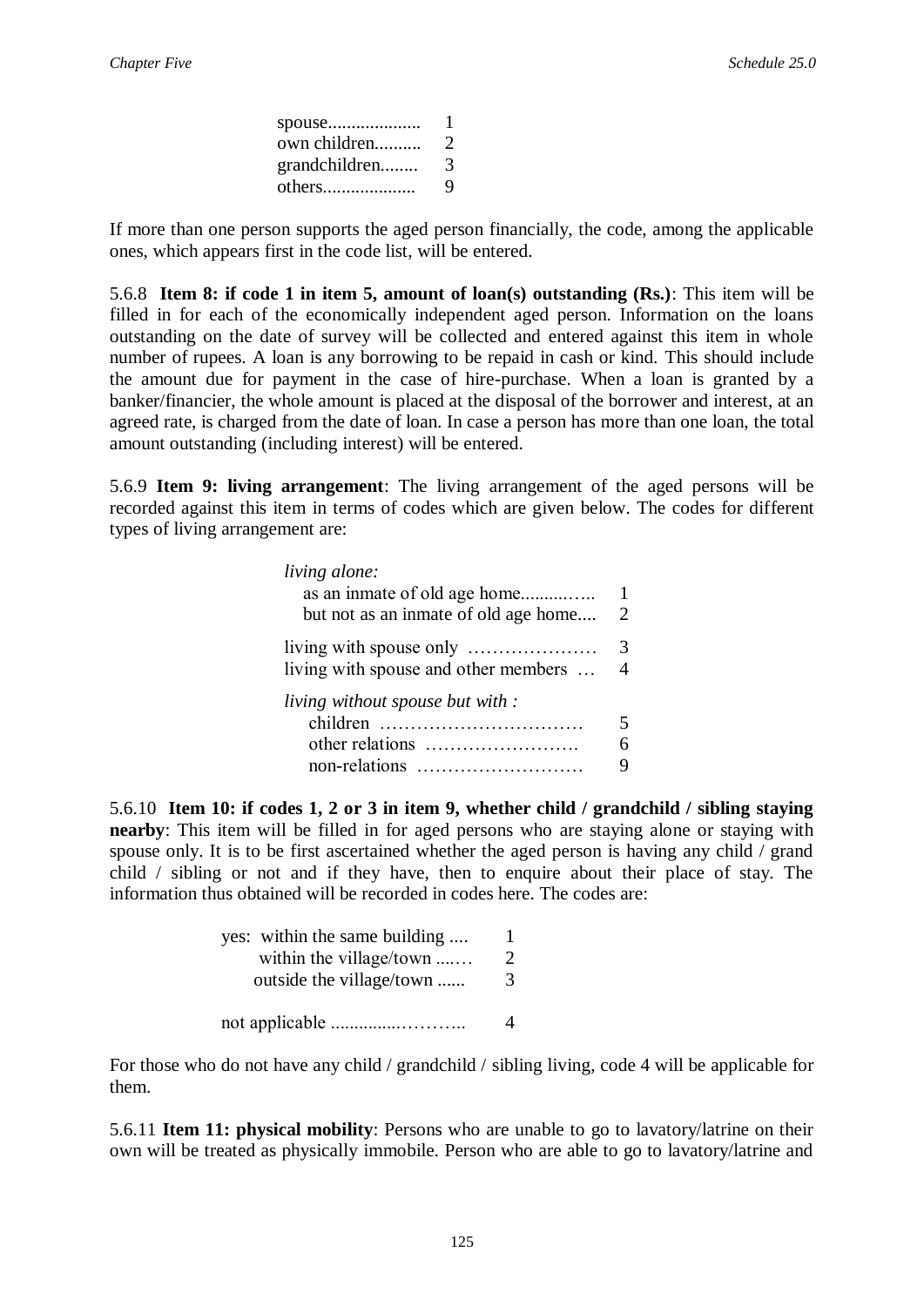| | |
|---|---|
| spouse.................... | 1 |
| own children.......... | 2 |
| grandchildren........ | 3 |
| others.................... | 9 |

If more than one person supports the aged person financially, the code, among the applicable ones, which appears first in the code list, will be entered.

5.6.8 **Item 8: if code 1 in item 5, amount of loan(s) outstanding (Rs.)**: This item will be filled in for each of the economically independent aged person. Information on the loans outstanding on the date of survey will be collected and entered against this item in whole number of rupees. A loan is any borrowing to be repaid in cash or kind. This should include the amount due for payment in the case of hire-purchase. When a loan is granted by a banker/financier, the whole amount is placed at the disposal of the borrower and interest, at an agreed rate, is charged from the date of loan. In case a person has more than one loan, the total amount outstanding (including interest) will be entered.

5.6.9 **Item 9: living arrangement**: The living arrangement of the aged persons will be recorded against this item in terms of codes which are given below. The codes for different types of living arrangement are:

| | |
|---|---|
| *living alone:* | |
| as an inmate of old age home.........….. | 1 |
| but not as an inmate of old age home.... | 2 |
| living with spouse only ………………… | 3 |
| living with spouse and other members … | 4 |
| *living without spouse but with :* | |
| children …………………………… | 5 |
| other relations ……………………. | 6 |
| non-relations ……………………… | 9 |

5.6.10 **Item 10: if codes 1, 2 or 3 in item 9, whether child / grandchild / sibling staying nearby**: This item will be filled in for aged persons who are staying alone or staying with spouse only. It is to be first ascertained whether the aged person is having any child / grand child / sibling or not and if they have, then to enquire about their place of stay. The information thus obtained will be recorded in codes here. The codes are:

| | |
|---|---|
| yes: within the same building .... | 1 |
| within the village/town ....… | 2 |
| outside the village/town ...... | 3 |
| not applicable ..............……….. | 4 |

For those who do not have any child / grandchild / sibling living, code 4 will be applicable for them.

5.6.11 **Item 11: physical mobility**: Persons who are unable to go to lavatory/latrine on their own will be treated as physically immobile. Person who are able to go to lavatory/latrine and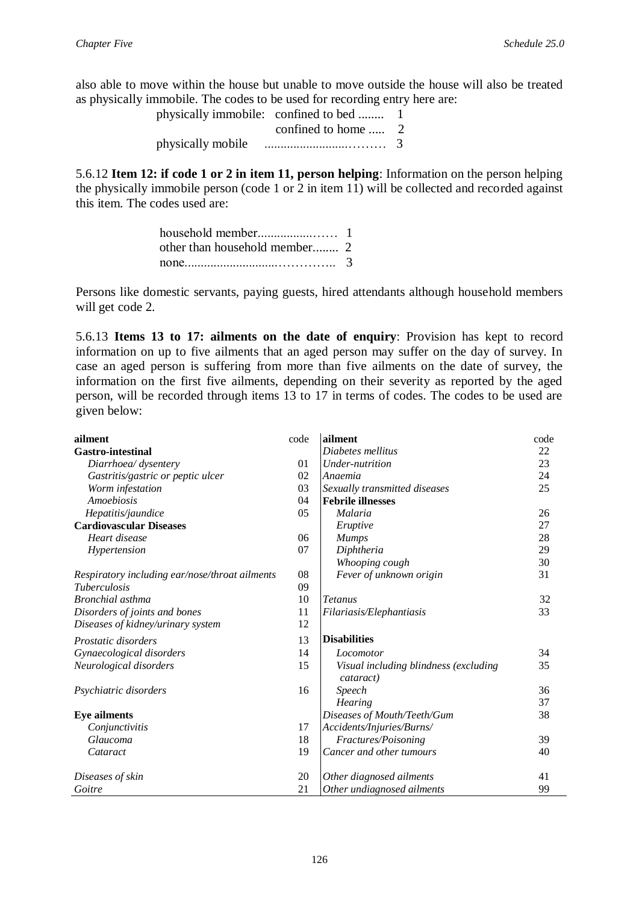also able to move within the house but unable to move outside the house will also be treated as physically immobile. The codes to be used for recording entry here are:

physically immobile: confined to bed ........ 1
confined to home ..... 2
physically mobile ......................……… 3

5.6.12 **Item 12: if code 1 or 2 in item 11, person helping**: Information on the person helping the physically immobile person (code 1 or 2 in item 11) will be collected and recorded against this item. The codes used are:

household member..................…… 1
other than household member........ 2
none...........................………….. 3

Persons like domestic servants, paying guests, hired attendants although household members will get code 2.

5.6.13 **Items 13 to 17: ailments on the date of enquiry**: Provision has kept to record information on up to five ailments that an aged person may suffer on the day of survey. In case an aged person is suffering from more than five ailments on the date of survey, the information on the first five ailments, depending on their severity as reported by the aged person, will be recorded through items 13 to 17 in terms of codes. The codes to be used are given below:

| ailment | code | ailment | code |
|---|---|---|---|
| **Gastro-intestinal** | | *Diabetes mellitus* | 22 |
| *Diarrhoea/ dysentery* | 01 | *Under-nutrition* | 23 |
| *Gastritis/gastric or peptic ulcer* | 02 | *Anaemia* | 24 |
| *Worm infestation* | 03 | *Sexually transmitted diseases* | 25 |
| *Amoebiosis* | 04 | **Febrile illnesses** | |
| *Hepatitis/jaundice* | 05 | *Malaria* | 26 |
| **Cardiovascular Diseases** | | *Eruptive* | 27 |
| *Heart disease* | 06 | *Mumps* | 28 |
| *Hypertension* | 07 | *Diphtheria* | 29 |
| | | *Whooping cough* | 30 |
| *Respiratory including ear/nose/throat ailments* | 08 | *Fever of unknown origin* | 31 |
| *Tuberculosis* | 09 | | |
| *Bronchial asthma* | 10 | *Tetanus* | 32 |
| *Disorders of joints and bones* | 11 | *Filariasis/Elephantiasis* | 33 |
| *Diseases of kidney/urinary system* | 12 | | |
| *Prostatic disorders* | 13 | **Disabilities** | |
| *Gynaecological disorders* | 14 | *Locomotor* | 34 |
| *Neurological disorders* | 15 | *Visual including blindness (excluding cataract)* | 35 |
| *Psychiatric disorders* | 16 | *Speech* | 36 |
| | | *Hearing* | 37 |
| **Eye ailments** | | *Diseases of Mouth/Teeth/Gum* | 38 |
| *Conjunctivitis* | 17 | *Accidents/Injuries/Burns/* | |
| *Glaucoma* | 18 | *Fractures/Poisoning* | 39 |
| *Cataract* | 19 | *Cancer and other tumours* | 40 |
| *Diseases of skin* | 20 | *Other diagnosed ailments* | 41 |
| *Goitre* | 21 | *Other undiagnosed ailments* | 99 |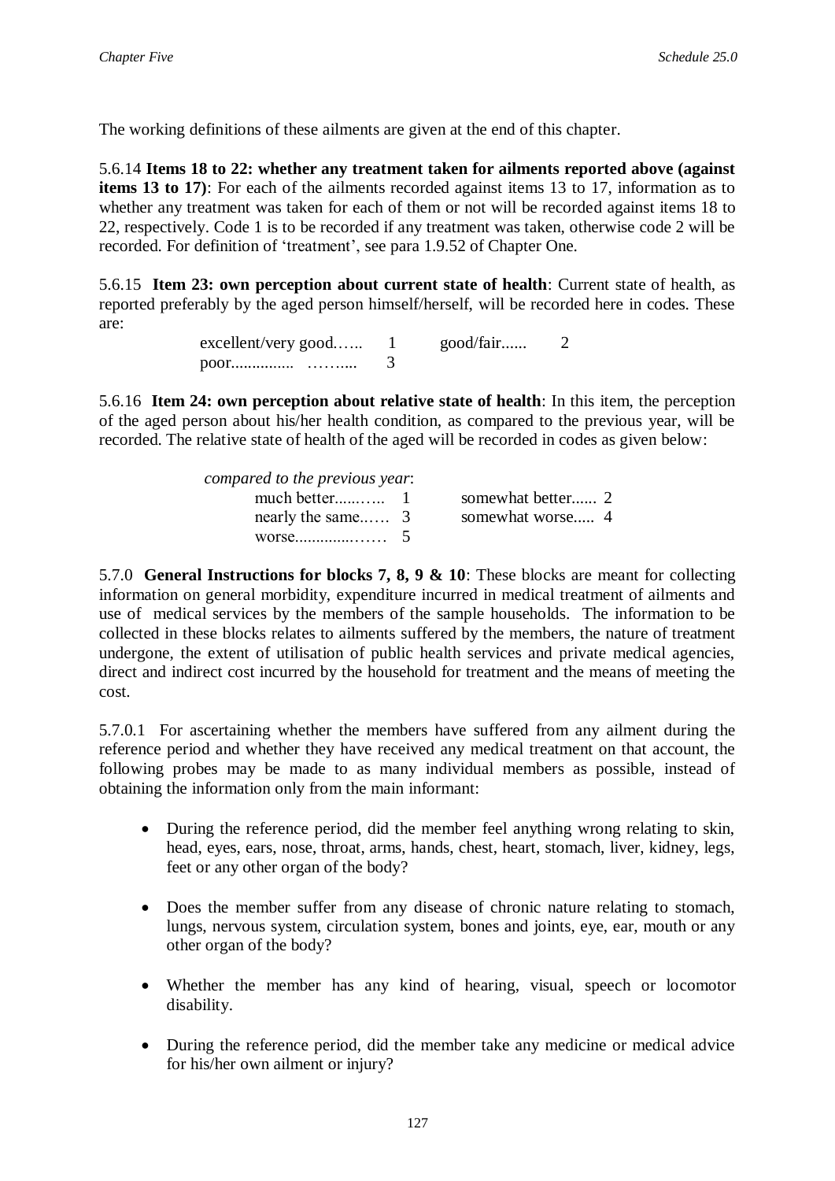The working definitions of these ailments are given at the end of this chapter.

5.6.14 **Items 18 to 22: whether any treatment taken for ailments reported above (against items 13 to 17)**: For each of the ailments recorded against items 13 to 17, information as to whether any treatment was taken for each of them or not will be recorded against items 18 to 22, respectively. Code 1 is to be recorded if any treatment was taken, otherwise code 2 will be recorded. For definition of 'treatment', see para 1.9.52 of Chapter One.

5.6.15 **Item 23: own perception about current state of health**: Current state of health, as reported preferably by the aged person himself/herself, will be recorded here in codes. These are:

excellent/very good…... 1 good/fair...... 2
poor............... ……... 3

5.6.16 **Item 24: own perception about relative state of health**: In this item, the perception of the aged person about his/her health condition, as compared to the previous year, will be recorded. The relative state of health of the aged will be recorded in codes as given below:

*compared to the previous year*:
much better......….. 1 somewhat better...... 2
nearly the same..…. 3 somewhat worse..... 4
worse..............…… 5

5.7.0 **General Instructions for blocks 7, 8, 9 & 10**: These blocks are meant for collecting information on general morbidity, expenditure incurred in medical treatment of ailments and use of medical services by the members of the sample households. The information to be collected in these blocks relates to ailments suffered by the members, the nature of treatment undergone, the extent of utilisation of public health services and private medical agencies, direct and indirect cost incurred by the household for treatment and the means of meeting the cost.

5.7.0.1 For ascertaining whether the members have suffered from any ailment during the reference period and whether they have received any medical treatment on that account, the following probes may be made to as many individual members as possible, instead of obtaining the information only from the main informant:

- During the reference period, did the member feel anything wrong relating to skin, head, eyes, ears, nose, throat, arms, hands, chest, heart, stomach, liver, kidney, legs, feet or any other organ of the body?
- Does the member suffer from any disease of chronic nature relating to stomach, lungs, nervous system, circulation system, bones and joints, eye, ear, mouth or any other organ of the body?
- Whether the member has any kind of hearing, visual, speech or locomotor disability.
- During the reference period, did the member take any medicine or medical advice for his/her own ailment or injury?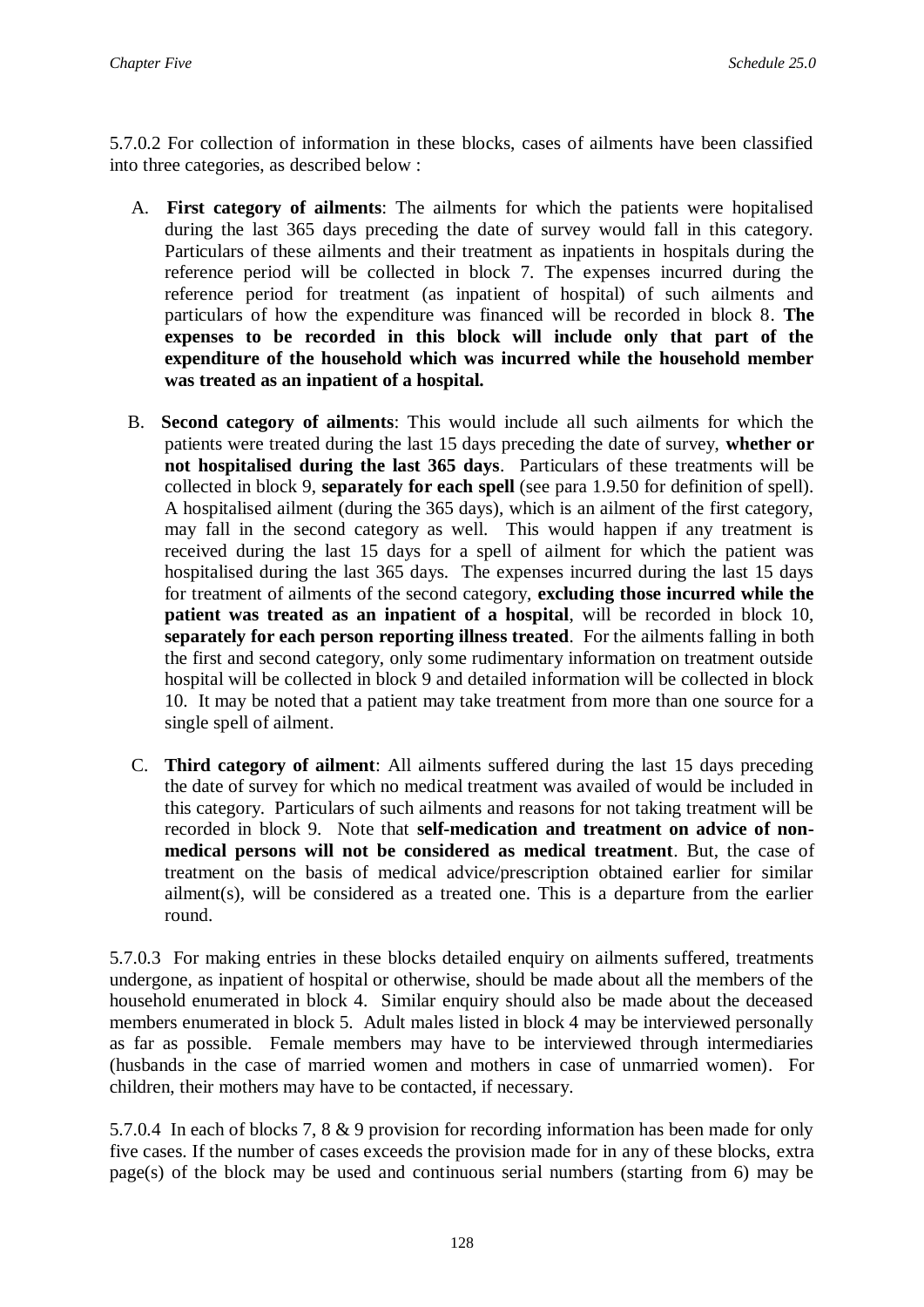5.7.0.2 For collection of information in these blocks, cases of ailments have been classified into three categories, as described below :

A. **First category of ailments**: The ailments for which the patients were hopitalised during the last 365 days preceding the date of survey would fall in this category. Particulars of these ailments and their treatment as inpatients in hospitals during the reference period will be collected in block 7. The expenses incurred during the reference period for treatment (as inpatient of hospital) of such ailments and particulars of how the expenditure was financed will be recorded in block 8. **The expenses to be recorded in this block will include only that part of the expenditure of the household which was incurred while the household member was treated as an inpatient of a hospital.**

B. **Second category of ailments**: This would include all such ailments for which the patients were treated during the last 15 days preceding the date of survey, **whether or not hospitalised during the last 365 days**. Particulars of these treatments will be collected in block 9, **separately for each spell** (see para 1.9.50 for definition of spell). A hospitalised ailment (during the 365 days), which is an ailment of the first category, may fall in the second category as well. This would happen if any treatment is received during the last 15 days for a spell of ailment for which the patient was hospitalised during the last 365 days. The expenses incurred during the last 15 days for treatment of ailments of the second category, **excluding those incurred while the patient was treated as an inpatient of a hospital**, will be recorded in block 10, **separately for each person reporting illness treated**. For the ailments falling in both the first and second category, only some rudimentary information on treatment outside hospital will be collected in block 9 and detailed information will be collected in block 10. It may be noted that a patient may take treatment from more than one source for a single spell of ailment.

C. **Third category of ailment**: All ailments suffered during the last 15 days preceding the date of survey for which no medical treatment was availed of would be included in this category. Particulars of such ailments and reasons for not taking treatment will be recorded in block 9. Note that **self-medication and treatment on advice of non-medical persons will not be considered as medical treatment**. But, the case of treatment on the basis of medical advice/prescription obtained earlier for similar ailment(s), will be considered as a treated one. This is a departure from the earlier round.

5.7.0.3 For making entries in these blocks detailed enquiry on ailments suffered, treatments undergone, as inpatient of hospital or otherwise, should be made about all the members of the household enumerated in block 4. Similar enquiry should also be made about the deceased members enumerated in block 5. Adult males listed in block 4 may be interviewed personally as far as possible. Female members may have to be interviewed through intermediaries (husbands in the case of married women and mothers in case of unmarried women). For children, their mothers may have to be contacted, if necessary.

5.7.0.4 In each of blocks 7, 8 & 9 provision for recording information has been made for only five cases. If the number of cases exceeds the provision made for in any of these blocks, extra page(s) of the block may be used and continuous serial numbers (starting from 6) may be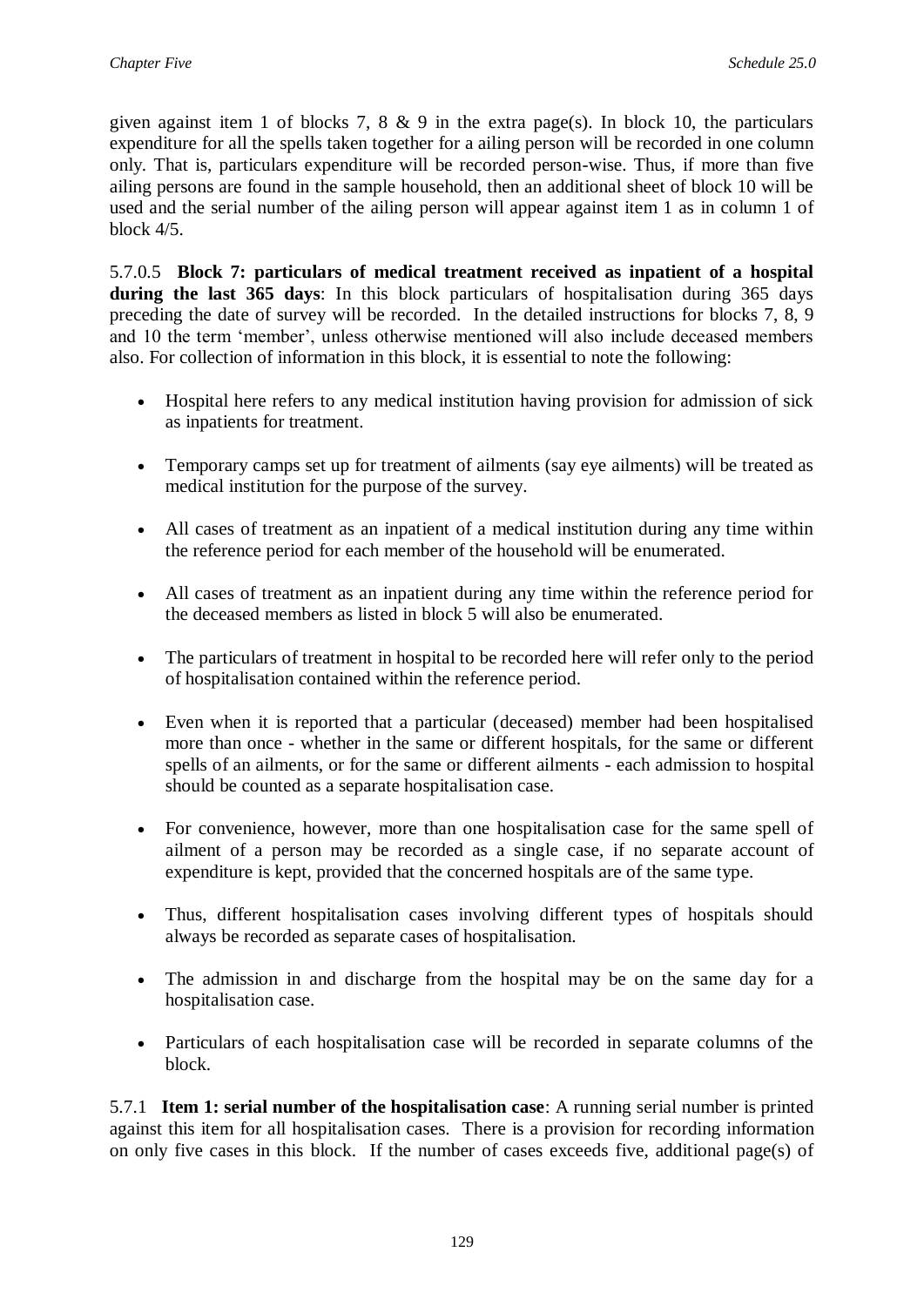given against item 1 of blocks 7, 8 & 9 in the extra page(s). In block 10, the particulars expenditure for all the spells taken together for a ailing person will be recorded in one column only. That is, particulars expenditure will be recorded person-wise. Thus, if more than five ailing persons are found in the sample household, then an additional sheet of block 10 will be used and the serial number of the ailing person will appear against item 1 as in column 1 of block 4/5.

5.7.0.5 **Block 7: particulars of medical treatment received as inpatient of a hospital during the last 365 days**: In this block particulars of hospitalisation during 365 days preceding the date of survey will be recorded. In the detailed instructions for blocks 7, 8, 9 and 10 the term 'member', unless otherwise mentioned will also include deceased members also. For collection of information in this block, it is essential to note the following:

- Hospital here refers to any medical institution having provision for admission of sick as inpatients for treatment.
- Temporary camps set up for treatment of ailments (say eye ailments) will be treated as medical institution for the purpose of the survey.
- All cases of treatment as an inpatient of a medical institution during any time within the reference period for each member of the household will be enumerated.
- All cases of treatment as an inpatient during any time within the reference period for the deceased members as listed in block 5 will also be enumerated.
- The particulars of treatment in hospital to be recorded here will refer only to the period of hospitalisation contained within the reference period.
- Even when it is reported that a particular (deceased) member had been hospitalised more than once - whether in the same or different hospitals, for the same or different spells of an ailments, or for the same or different ailments - each admission to hospital should be counted as a separate hospitalisation case.
- For convenience, however, more than one hospitalisation case for the same spell of ailment of a person may be recorded as a single case, if no separate account of expenditure is kept, provided that the concerned hospitals are of the same type.
- Thus, different hospitalisation cases involving different types of hospitals should always be recorded as separate cases of hospitalisation.
- The admission in and discharge from the hospital may be on the same day for a hospitalisation case.
- Particulars of each hospitalisation case will be recorded in separate columns of the block.

5.7.1 **Item 1: serial number of the hospitalisation case**: A running serial number is printed against this item for all hospitalisation cases. There is a provision for recording information on only five cases in this block. If the number of cases exceeds five, additional page(s) of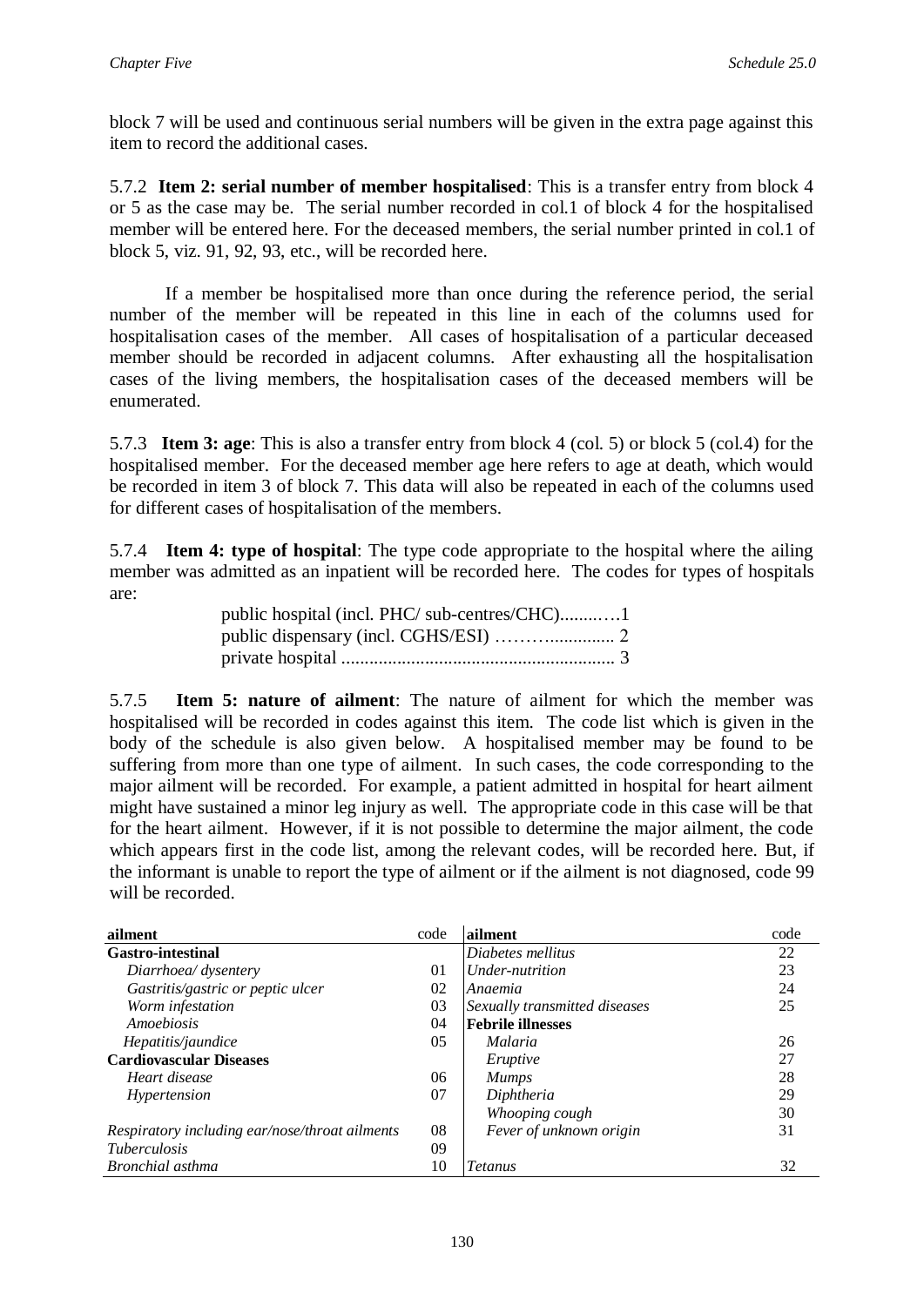block 7 will be used and continuous serial numbers will be given in the extra page against this item to record the additional cases.

5.7.2 **Item 2: serial number of member hospitalised**: This is a transfer entry from block 4 or 5 as the case may be. The serial number recorded in col.1 of block 4 for the hospitalised member will be entered here. For the deceased members, the serial number printed in col.1 of block 5, viz. 91, 92, 93, etc., will be recorded here.

If a member be hospitalised more than once during the reference period, the serial number of the member will be repeated in this line in each of the columns used for hospitalisation cases of the member. All cases of hospitalisation of a particular deceased member should be recorded in adjacent columns. After exhausting all the hospitalisation cases of the living members, the hospitalisation cases of the deceased members will be enumerated.

5.7.3 **Item 3: age**: This is also a transfer entry from block 4 (col. 5) or block 5 (col.4) for the hospitalised member. For the deceased member age here refers to age at death, which would be recorded in item 3 of block 7. This data will also be repeated in each of the columns used for different cases of hospitalisation of the members.

5.7.4 **Item 4: type of hospital**: The type code appropriate to the hospital where the ailing member was admitted as an inpatient will be recorded here. The codes for types of hospitals are:

public hospital (incl. PHC/ sub-centres/CHC).........1
public dispensary (incl. CGHS/ESI) ……….............. 2
private hospital ........................................................... 3

5.7.5 **Item 5: nature of ailment**: The nature of ailment for which the member was hospitalised will be recorded in codes against this item. The code list which is given in the body of the schedule is also given below. A hospitalised member may be found to be suffering from more than one type of ailment. In such cases, the code corresponding to the major ailment will be recorded. For example, a patient admitted in hospital for heart ailment might have sustained a minor leg injury as well. The appropriate code in this case will be that for the heart ailment. However, if it is not possible to determine the major ailment, the code which appears first in the code list, among the relevant codes, will be recorded here. But, if the informant is unable to report the type of ailment or if the ailment is not diagnosed, code 99 will be recorded.

| ailment | code | ailment | code |
|---|---|---|---|
| **Gastro-intestinal** | | *Diabetes mellitus* | 22 |
| *Diarrhoea/ dysentery* | 01 | *Under-nutrition* | 23 |
| *Gastritis/gastric or peptic ulcer* | 02 | *Anaemia* | 24 |
| *Worm infestation* | 03 | *Sexually transmitted diseases* | 25 |
| *Amoebiosis* | 04 | **Febrile illnesses** | |
| *Hepatitis/jaundice* | 05 | *Malaria* | 26 |
| **Cardiovascular Diseases** | | *Eruptive* | 27 |
| *Heart disease* | 06 | *Mumps* | 28 |
| *Hypertension* | 07 | *Diphtheria* | 29 |
| | | *Whooping cough* | 30 |
| *Respiratory including ear/nose/throat ailments* | 08 | *Fever of unknown origin* | 31 |
| *Tuberculosis* | 09 | | |
| *Bronchial asthma* | 10 | *Tetanus* | 32 |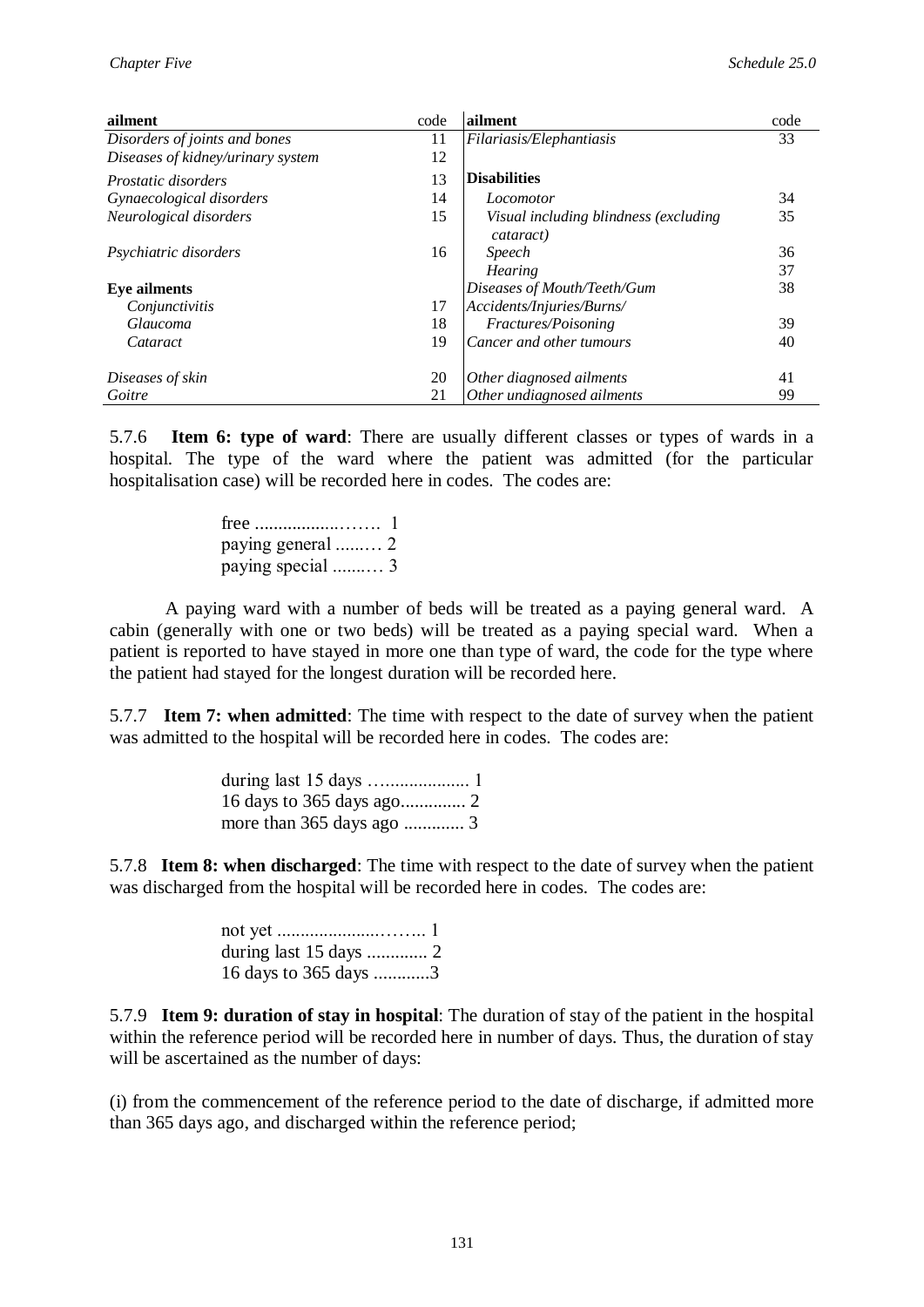| ailment | code | ailment | code |
|---|---|---|---|
| *Disorders of joints and bones* | 11 | *Filariasis/Elephantiasis* | 33 |
| *Diseases of kidney/urinary system* | 12 | | |
| *Prostatic disorders* | 13 | **Disabilities** | |
| *Gynaecological disorders* | 14 | *Locomotor* | 34 |
| *Neurological disorders* | 15 | *Visual including blindness (excluding cataract)* | 35 |
| *Psychiatric disorders* | 16 | *Speech* | 36 |
| | | *Hearing* | 37 |
| **Eye ailments** | | *Diseases of Mouth/Teeth/Gum* | 38 |
| *Conjunctivitis* | 17 | *Accidents/Injuries/Burns/* | |
| *Glaucoma* | 18 | *Fractures/Poisoning* | 39 |
| *Cataract* | 19 | *Cancer and other tumours* | 40 |
| *Diseases of skin* | 20 | *Other diagnosed ailments* | 41 |
| *Goitre* | 21 | *Other undiagnosed ailments* | 99 |

5.7.6 **Item 6: type of ward**: There are usually different classes or types of wards in a hospital. The type of the ward where the patient was admitted (for the particular hospitalisation case) will be recorded here in codes. The codes are:

free .................……. 1
paying general ......… 2
paying special .......… 3

A paying ward with a number of beds will be treated as a paying general ward. A cabin (generally with one or two beds) will be treated as a paying special ward. When a patient is reported to have stayed in more one than type of ward, the code for the type where the patient had stayed for the longest duration will be recorded here.

5.7.7 **Item 7: when admitted**: The time with respect to the date of survey when the patient was admitted to the hospital will be recorded here in codes. The codes are:

during last 15 days …................. 1
16 days to 365 days ago.............. 2
more than 365 days ago ............. 3

5.7.8 **Item 8: when discharged**: The time with respect to the date of survey when the patient was discharged from the hospital will be recorded here in codes. The codes are:

not yet .....................…….. 1
during last 15 days ............. 2
16 days to 365 days ............3

5.7.9 **Item 9: duration of stay in hospital**: The duration of stay of the patient in the hospital within the reference period will be recorded here in number of days. Thus, the duration of stay will be ascertained as the number of days:

(i) from the commencement of the reference period to the date of discharge, if admitted more than 365 days ago, and discharged within the reference period;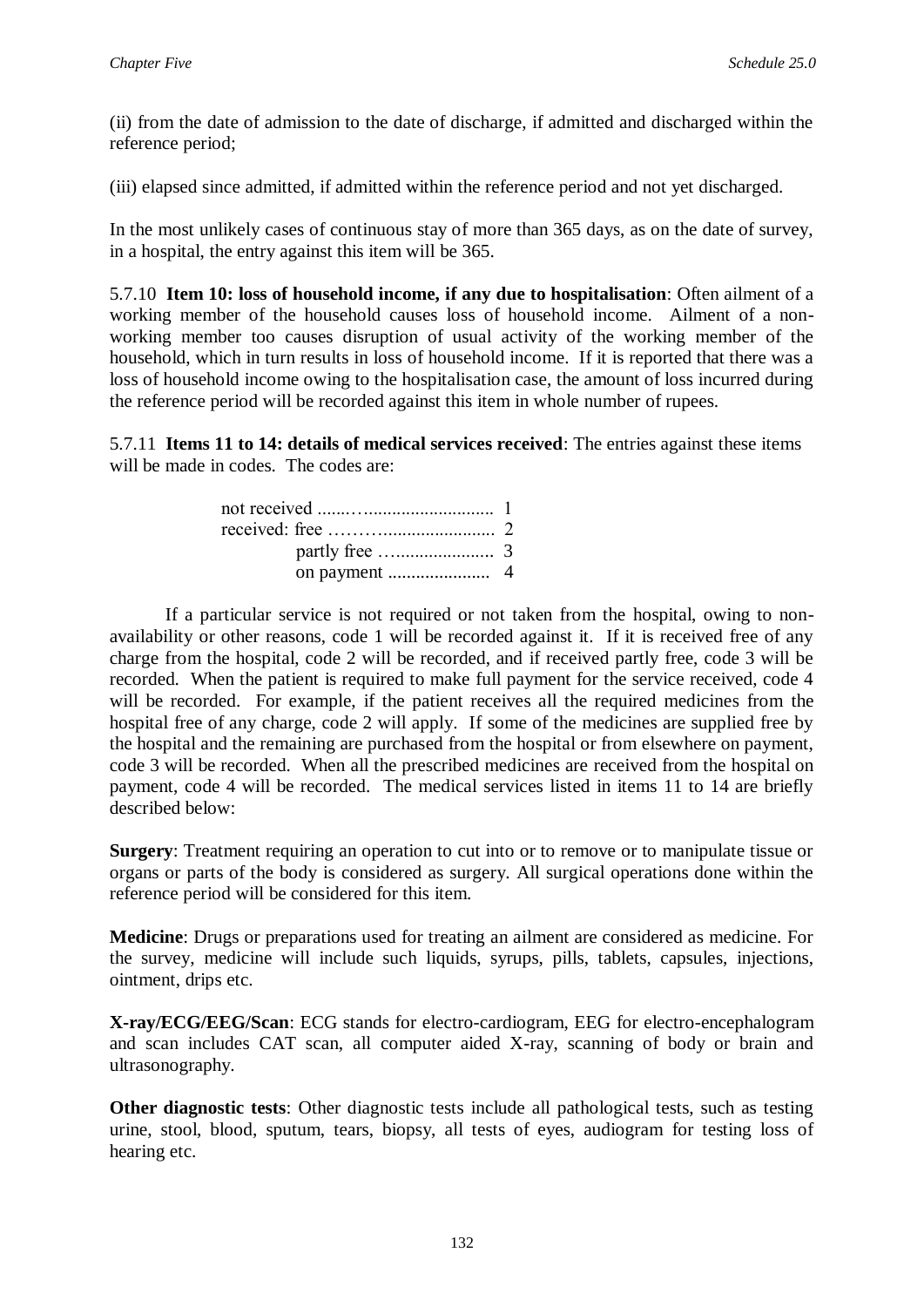(ii) from the date of admission to the date of discharge, if admitted and discharged within the reference period;

(iii) elapsed since admitted, if admitted within the reference period and not yet discharged.

In the most unlikely cases of continuous stay of more than 365 days, as on the date of survey, in a hospital, the entry against this item will be 365.

5.7.10 **Item 10: loss of household income, if any due to hospitalisation**: Often ailment of a working member of the household causes loss of household income. Ailment of a non-working member too causes disruption of usual activity of the working member of the household, which in turn results in loss of household income. If it is reported that there was a loss of household income owing to the hospitalisation case, the amount of loss incurred during the reference period will be recorded against this item in whole number of rupees.

5.7.11 **Items 11 to 14: details of medical services received**: The entries against these items will be made in codes. The codes are:

| | |
|---|---|
| not received ......…......................... | 1 |
| received: free ……….......................... | 2 |
| partly free …..................... | 3 |
| on payment ...................... | 4 |

If a particular service is not required or not taken from the hospital, owing to non-availability or other reasons, code 1 will be recorded against it. If it is received free of any charge from the hospital, code 2 will be recorded, and if received partly free, code 3 will be recorded. When the patient is required to make full payment for the service received, code 4 will be recorded. For example, if the patient receives all the required medicines from the hospital free of any charge, code 2 will apply. If some of the medicines are supplied free by the hospital and the remaining are purchased from the hospital or from elsewhere on payment, code 3 will be recorded. When all the prescribed medicines are received from the hospital on payment, code 4 will be recorded. The medical services listed in items 11 to 14 are briefly described below:

**Surgery**: Treatment requiring an operation to cut into or to remove or to manipulate tissue or organs or parts of the body is considered as surgery. All surgical operations done within the reference period will be considered for this item.

**Medicine**: Drugs or preparations used for treating an ailment are considered as medicine. For the survey, medicine will include such liquids, syrups, pills, tablets, capsules, injections, ointment, drips etc.

**X-ray/ECG/EEG/Scan**: ECG stands for electro-cardiogram, EEG for electro-encephalogram and scan includes CAT scan, all computer aided X-ray, scanning of body or brain and ultrasonography.

**Other diagnostic tests**: Other diagnostic tests include all pathological tests, such as testing urine, stool, blood, sputum, tears, biopsy, all tests of eyes, audiogram for testing loss of hearing etc.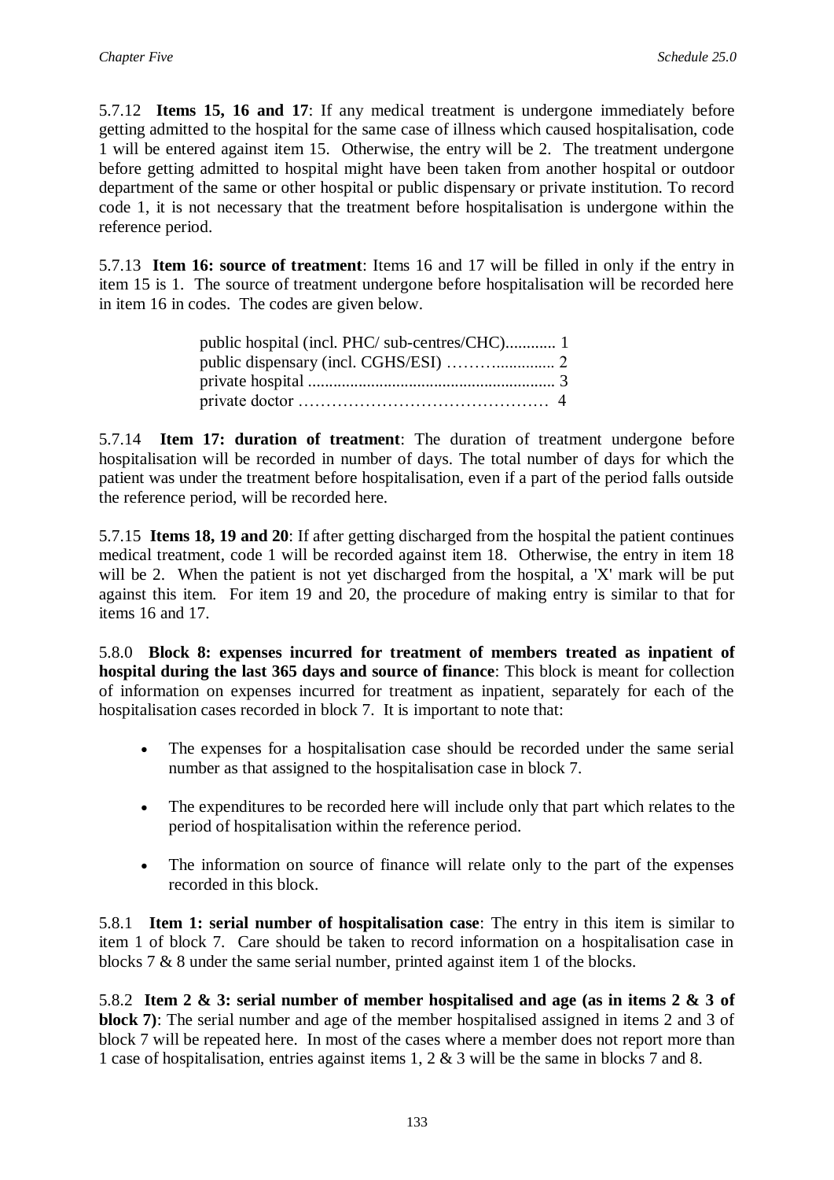5.7.12 **Items 15, 16 and 17**: If any medical treatment is undergone immediately before getting admitted to the hospital for the same case of illness which caused hospitalisation, code 1 will be entered against item 15. Otherwise, the entry will be 2. The treatment undergone before getting admitted to hospital might have been taken from another hospital or outdoor department of the same or other hospital or public dispensary or private institution. To record code 1, it is not necessary that the treatment before hospitalisation is undergone within the reference period.

5.7.13 **Item 16: source of treatment**: Items 16 and 17 will be filled in only if the entry in item 15 is 1. The source of treatment undergone before hospitalisation will be recorded here in item 16 in codes. The codes are given below.

public hospital (incl. PHC/ sub-centres/CHC)............ 1
public dispensary (incl. CGHS/ESI) ………............. 2
private hospital ........................................................... 3
private doctor ……………………………………… 4

5.7.14 **Item 17: duration of treatment**: The duration of treatment undergone before hospitalisation will be recorded in number of days. The total number of days for which the patient was under the treatment before hospitalisation, even if a part of the period falls outside the reference period, will be recorded here.

5.7.15 **Items 18, 19 and 20**: If after getting discharged from the hospital the patient continues medical treatment, code 1 will be recorded against item 18. Otherwise, the entry in item 18 will be 2. When the patient is not yet discharged from the hospital, a 'X' mark will be put against this item. For item 19 and 20, the procedure of making entry is similar to that for items 16 and 17.

5.8.0 **Block 8: expenses incurred for treatment of members treated as inpatient of hospital during the last 365 days and source of finance**: This block is meant for collection of information on expenses incurred for treatment as inpatient, separately for each of the hospitalisation cases recorded in block 7. It is important to note that:

- The expenses for a hospitalisation case should be recorded under the same serial number as that assigned to the hospitalisation case in block 7.
- The expenditures to be recorded here will include only that part which relates to the period of hospitalisation within the reference period.
- The information on source of finance will relate only to the part of the expenses recorded in this block.

5.8.1 **Item 1: serial number of hospitalisation case**: The entry in this item is similar to item 1 of block 7. Care should be taken to record information on a hospitalisation case in blocks 7 & 8 under the same serial number, printed against item 1 of the blocks.

5.8.2 **Item 2 & 3: serial number of member hospitalised and age (as in items 2 & 3 of block 7)**: The serial number and age of the member hospitalised assigned in items 2 and 3 of block 7 will be repeated here. In most of the cases where a member does not report more than 1 case of hospitalisation, entries against items 1, 2 & 3 will be the same in blocks 7 and 8.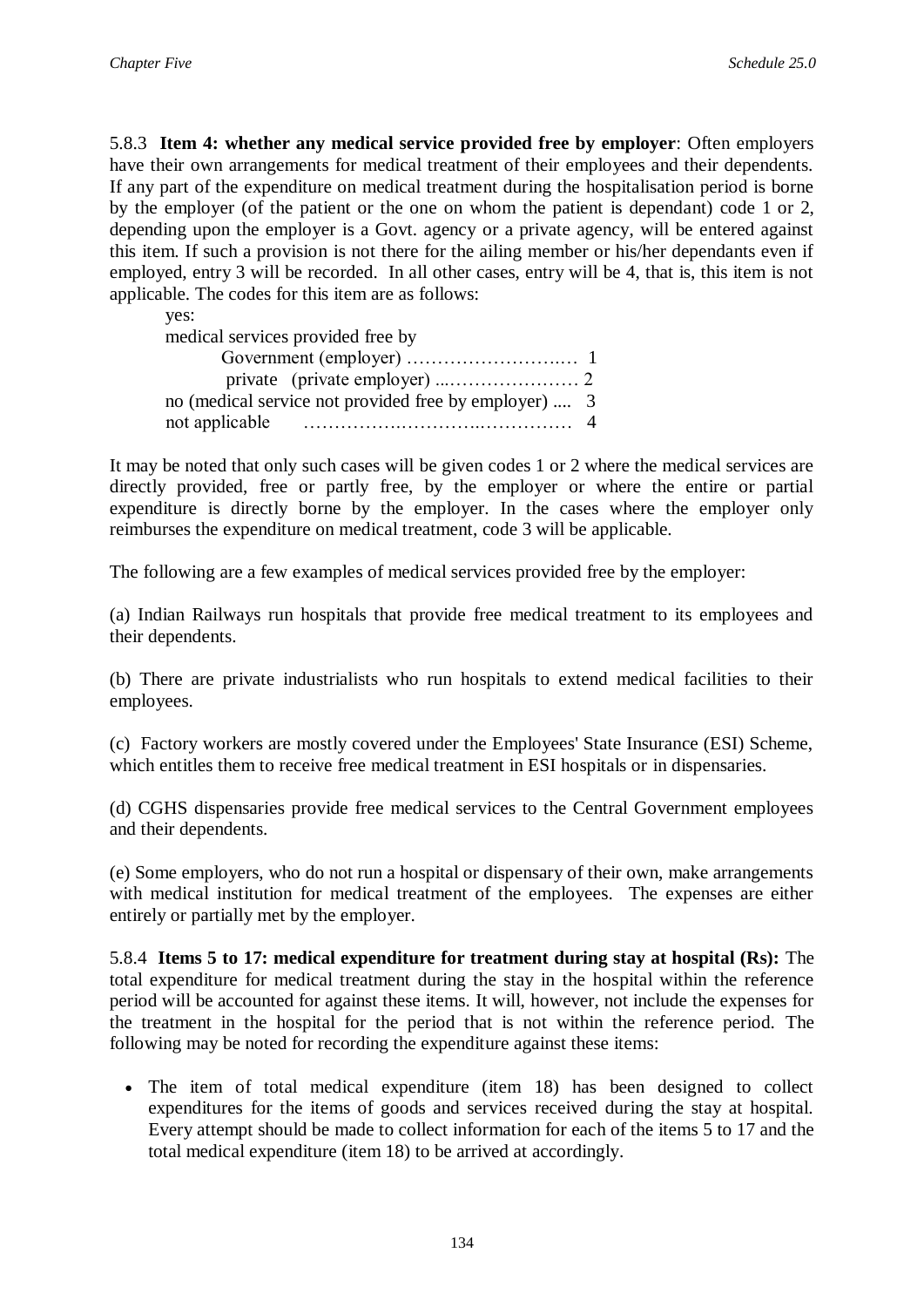5.8.3 **Item 4: whether any medical service provided free by employer**: Often employers have their own arrangements for medical treatment of their employees and their dependents. If any part of the expenditure on medical treatment during the hospitalisation period is borne by the employer (of the patient or the one on whom the patient is dependant) code 1 or 2, depending upon the employer is a Govt. agency or a private agency, will be entered against this item. If such a provision is not there for the ailing member or his/her dependants even if employed, entry 3 will be recorded. In all other cases, entry will be 4, that is, this item is not applicable. The codes for this item are as follows:

yes:
medical services provided free by
- Government (employer) ………………………… 1
- private (private employer) ...………………… 2

no (medical service not provided free by employer) .... 3
not applicable ……………………………………… 4

It may be noted that only such cases will be given codes 1 or 2 where the medical services are directly provided, free or partly free, by the employer or where the entire or partial expenditure is directly borne by the employer. In the cases where the employer only reimburses the expenditure on medical treatment, code 3 will be applicable.

The following are a few examples of medical services provided free by the employer:

(a) Indian Railways run hospitals that provide free medical treatment to its employees and their dependents.

(b) There are private industrialists who run hospitals to extend medical facilities to their employees.

(c) Factory workers are mostly covered under the Employees' State Insurance (ESI) Scheme, which entitles them to receive free medical treatment in ESI hospitals or in dispensaries.

(d) CGHS dispensaries provide free medical services to the Central Government employees and their dependents.

(e) Some employers, who do not run a hospital or dispensary of their own, make arrangements with medical institution for medical treatment of the employees. The expenses are either entirely or partially met by the employer.

5.8.4 **Items 5 to 17: medical expenditure for treatment during stay at hospital (Rs):** The total expenditure for medical treatment during the stay in the hospital within the reference period will be accounted for against these items. It will, however, not include the expenses for the treatment in the hospital for the period that is not within the reference period. The following may be noted for recording the expenditure against these items:

- The item of total medical expenditure (item 18) has been designed to collect expenditures for the items of goods and services received during the stay at hospital. Every attempt should be made to collect information for each of the items 5 to 17 and the total medical expenditure (item 18) to be arrived at accordingly.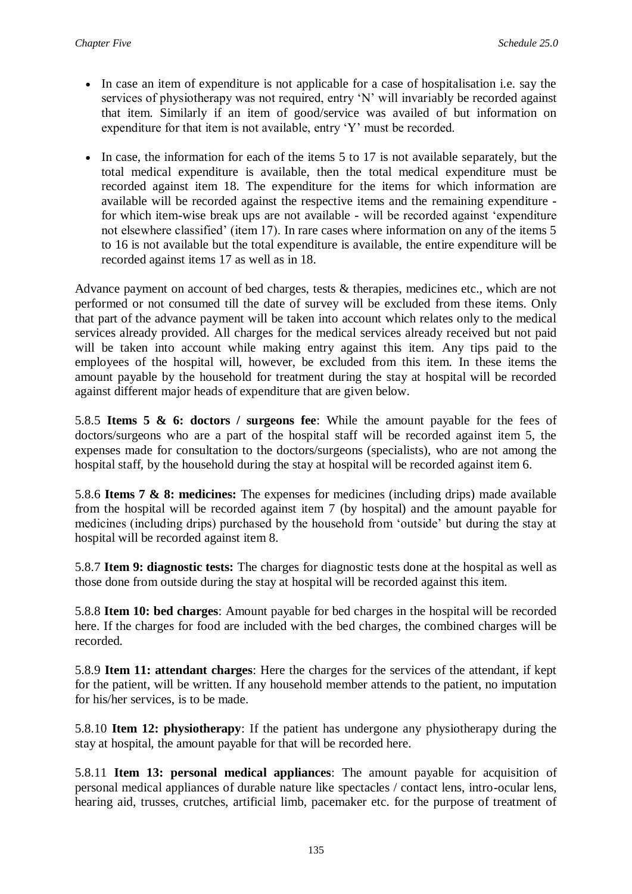- In case an item of expenditure is not applicable for a case of hospitalisation i.e. say the services of physiotherapy was not required, entry 'N' will invariably be recorded against that item. Similarly if an item of good/service was availed of but information on expenditure for that item is not available, entry 'Y' must be recorded.

- In case, the information for each of the items 5 to 17 is not available separately, but the total medical expenditure is available, then the total medical expenditure must be recorded against item 18. The expenditure for the items for which information are available will be recorded against the respective items and the remaining expenditure - for which item-wise break ups are not available - will be recorded against 'expenditure not elsewhere classified' (item 17). In rare cases where information on any of the items 5 to 16 is not available but the total expenditure is available, the entire expenditure will be recorded against items 17 as well as in 18.

Advance payment on account of bed charges, tests & therapies, medicines etc., which are not performed or not consumed till the date of survey will be excluded from these items. Only that part of the advance payment will be taken into account which relates only to the medical services already provided. All charges for the medical services already received but not paid will be taken into account while making entry against this item. Any tips paid to the employees of the hospital will, however, be excluded from this item. In these items the amount payable by the household for treatment during the stay at hospital will be recorded against different major heads of expenditure that are given below.

5.8.5 **Items 5 & 6: doctors / surgeons fee**: While the amount payable for the fees of doctors/surgeons who are a part of the hospital staff will be recorded against item 5, the expenses made for consultation to the doctors/surgeons (specialists), who are not among the hospital staff, by the household during the stay at hospital will be recorded against item 6.

5.8.6 **Items 7 & 8: medicines:** The expenses for medicines (including drips) made available from the hospital will be recorded against item 7 (by hospital) and the amount payable for medicines (including drips) purchased by the household from 'outside' but during the stay at hospital will be recorded against item 8.

5.8.7 **Item 9: diagnostic tests:** The charges for diagnostic tests done at the hospital as well as those done from outside during the stay at hospital will be recorded against this item.

5.8.8 **Item 10: bed charges**: Amount payable for bed charges in the hospital will be recorded here. If the charges for food are included with the bed charges, the combined charges will be recorded.

5.8.9 **Item 11: attendant charges**: Here the charges for the services of the attendant, if kept for the patient, will be written. If any household member attends to the patient, no imputation for his/her services, is to be made.

5.8.10 **Item 12: physiotherapy**: If the patient has undergone any physiotherapy during the stay at hospital, the amount payable for that will be recorded here.

5.8.11 **Item 13: personal medical appliances**: The amount payable for acquisition of personal medical appliances of durable nature like spectacles / contact lens, intro-ocular lens, hearing aid, trusses, crutches, artificial limb, pacemaker etc. for the purpose of treatment of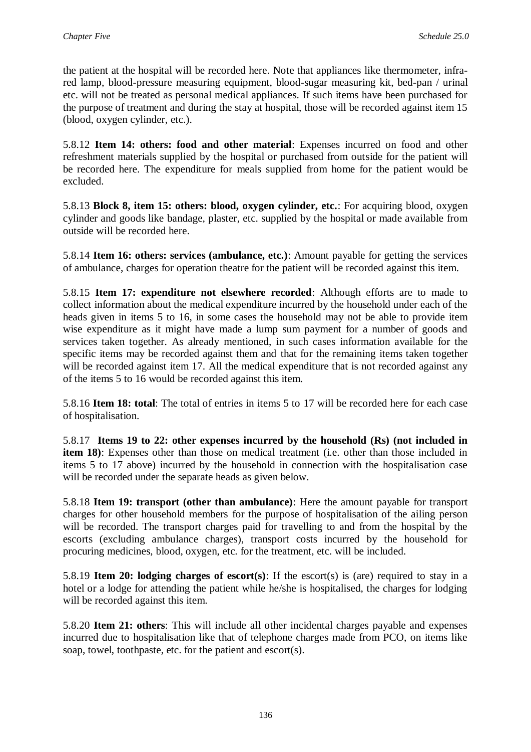the patient at the hospital will be recorded here. Note that appliances like thermometer, infra-red lamp, blood-pressure measuring equipment, blood-sugar measuring kit, bed-pan / urinal etc. will not be treated as personal medical appliances. If such items have been purchased for the purpose of treatment and during the stay at hospital, those will be recorded against item 15 (blood, oxygen cylinder, etc.).

5.8.12 **Item 14: others: food and other material**: Expenses incurred on food and other refreshment materials supplied by the hospital or purchased from outside for the patient will be recorded here. The expenditure for meals supplied from home for the patient would be excluded.

5.8.13 **Block 8, item 15: others: blood, oxygen cylinder, etc.**: For acquiring blood, oxygen cylinder and goods like bandage, plaster, etc. supplied by the hospital or made available from outside will be recorded here.

5.8.14 **Item 16: others: services (ambulance, etc.)**: Amount payable for getting the services of ambulance, charges for operation theatre for the patient will be recorded against this item.

5.8.15 **Item 17: expenditure not elsewhere recorded**: Although efforts are to made to collect information about the medical expenditure incurred by the household under each of the heads given in items 5 to 16, in some cases the household may not be able to provide item wise expenditure as it might have made a lump sum payment for a number of goods and services taken together. As already mentioned, in such cases information available for the specific items may be recorded against them and that for the remaining items taken together will be recorded against item 17. All the medical expenditure that is not recorded against any of the items 5 to 16 would be recorded against this item.

5.8.16 **Item 18: total**: The total of entries in items 5 to 17 will be recorded here for each case of hospitalisation.

5.8.17 **Items 19 to 22: other expenses incurred by the household (Rs) (not included in item 18)**: Expenses other than those on medical treatment (i.e. other than those included in items 5 to 17 above) incurred by the household in connection with the hospitalisation case will be recorded under the separate heads as given below.

5.8.18 **Item 19: transport (other than ambulance)**: Here the amount payable for transport charges for other household members for the purpose of hospitalisation of the ailing person will be recorded. The transport charges paid for travelling to and from the hospital by the escorts (excluding ambulance charges), transport costs incurred by the household for procuring medicines, blood, oxygen, etc. for the treatment, etc. will be included.

5.8.19 **Item 20: lodging charges of escort(s)**: If the escort(s) is (are) required to stay in a hotel or a lodge for attending the patient while he/she is hospitalised, the charges for lodging will be recorded against this item.

5.8.20 **Item 21: others**: This will include all other incidental charges payable and expenses incurred due to hospitalisation like that of telephone charges made from PCO, on items like soap, towel, toothpaste, etc. for the patient and escort(s).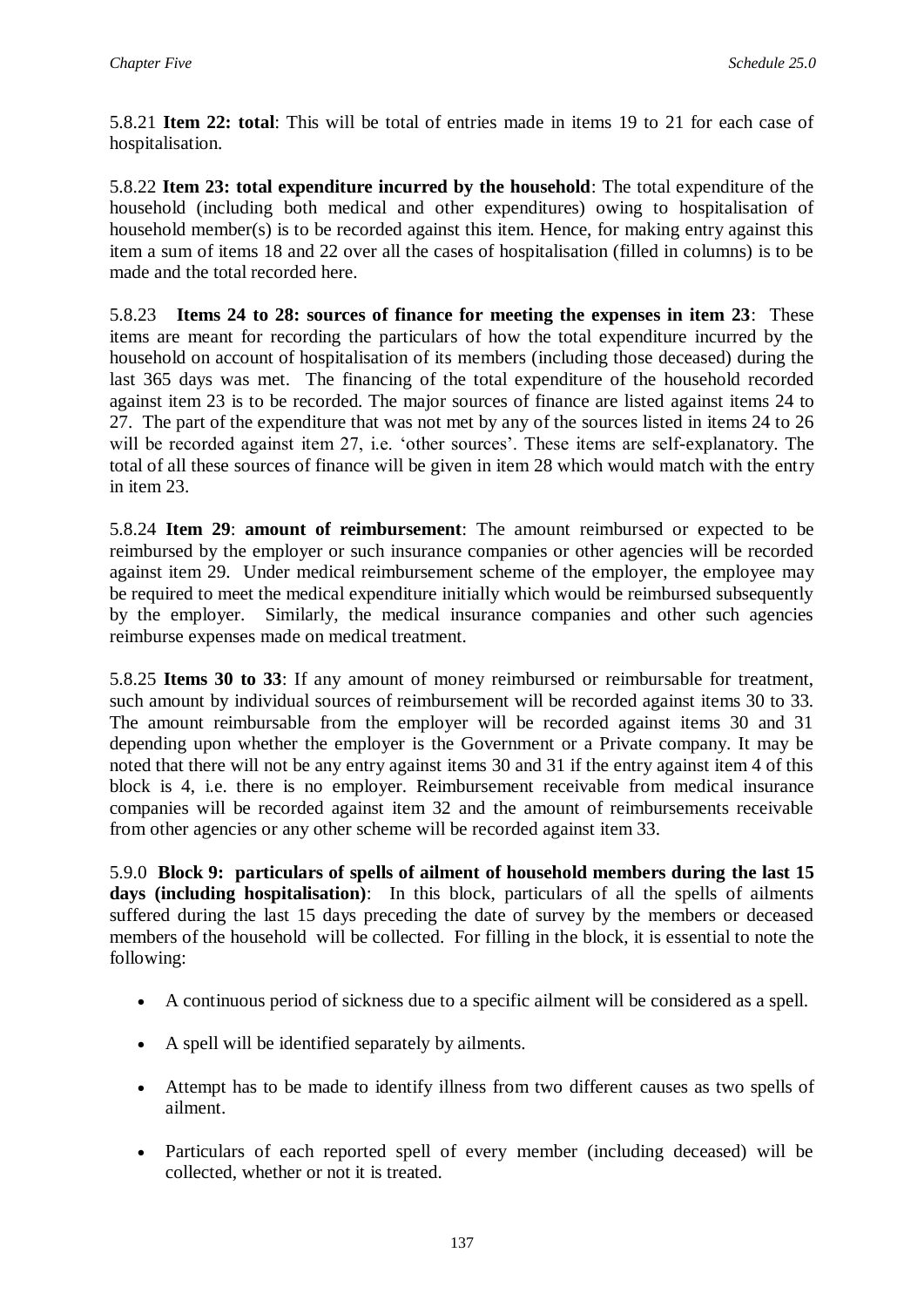5.8.21 **Item 22: total**: This will be total of entries made in items 19 to 21 for each case of hospitalisation.

5.8.22 **Item 23: total expenditure incurred by the household**: The total expenditure of the household (including both medical and other expenditures) owing to hospitalisation of household member(s) is to be recorded against this item. Hence, for making entry against this item a sum of items 18 and 22 over all the cases of hospitalisation (filled in columns) is to be made and the total recorded here.

5.8.23 **Items 24 to 28: sources of finance for meeting the expenses in item 23**: These items are meant for recording the particulars of how the total expenditure incurred by the household on account of hospitalisation of its members (including those deceased) during the last 365 days was met. The financing of the total expenditure of the household recorded against item 23 is to be recorded. The major sources of finance are listed against items 24 to 27. The part of the expenditure that was not met by any of the sources listed in items 24 to 26 will be recorded against item 27, i.e. 'other sources'. These items are self-explanatory. The total of all these sources of finance will be given in item 28 which would match with the entry in item 23.

5.8.24 **Item 29**: **amount of reimbursement**: The amount reimbursed or expected to be reimbursed by the employer or such insurance companies or other agencies will be recorded against item 29. Under medical reimbursement scheme of the employer, the employee may be required to meet the medical expenditure initially which would be reimbursed subsequently by the employer. Similarly, the medical insurance companies and other such agencies reimburse expenses made on medical treatment.

5.8.25 **Items 30 to 33**: If any amount of money reimbursed or reimbursable for treatment, such amount by individual sources of reimbursement will be recorded against items 30 to 33. The amount reimbursable from the employer will be recorded against items 30 and 31 depending upon whether the employer is the Government or a Private company. It may be noted that there will not be any entry against items 30 and 31 if the entry against item 4 of this block is 4, i.e. there is no employer. Reimbursement receivable from medical insurance companies will be recorded against item 32 and the amount of reimbursements receivable from other agencies or any other scheme will be recorded against item 33.

5.9.0 **Block 9: particulars of spells of ailment of household members during the last 15 days (including hospitalisation)**: In this block, particulars of all the spells of ailments suffered during the last 15 days preceding the date of survey by the members or deceased members of the household will be collected. For filling in the block, it is essential to note the following:

- A continuous period of sickness due to a specific ailment will be considered as a spell.
- A spell will be identified separately by ailments.
- Attempt has to be made to identify illness from two different causes as two spells of ailment.
- Particulars of each reported spell of every member (including deceased) will be collected, whether or not it is treated.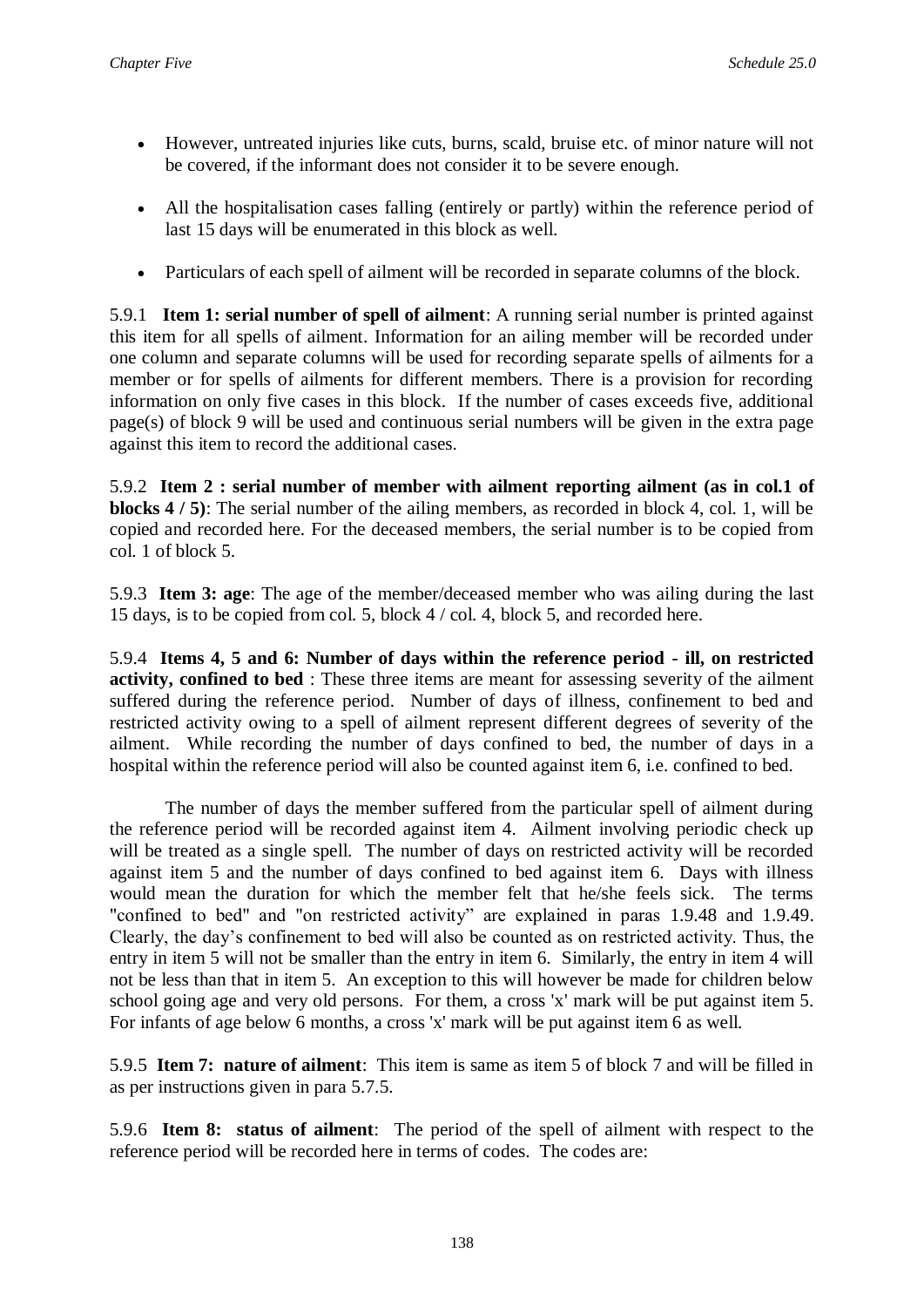- However, untreated injuries like cuts, burns, scald, bruise etc. of minor nature will not be covered, if the informant does not consider it to be severe enough.

- All the hospitalisation cases falling (entirely or partly) within the reference period of last 15 days will be enumerated in this block as well.

- Particulars of each spell of ailment will be recorded in separate columns of the block.

5.9.1 **Item 1: serial number of spell of ailment**: A running serial number is printed against this item for all spells of ailment. Information for an ailing member will be recorded under one column and separate columns will be used for recording separate spells of ailments for a member or for spells of ailments for different members. There is a provision for recording information on only five cases in this block. If the number of cases exceeds five, additional page(s) of block 9 will be used and continuous serial numbers will be given in the extra page against this item to record the additional cases.

5.9.2 **Item 2 : serial number of member with ailment reporting ailment (as in col.1 of blocks 4 / 5)**: The serial number of the ailing members, as recorded in block 4, col. 1, will be copied and recorded here. For the deceased members, the serial number is to be copied from col. 1 of block 5.

5.9.3 **Item 3: age**: The age of the member/deceased member who was ailing during the last 15 days, is to be copied from col. 5, block 4 / col. 4, block 5, and recorded here.

5.9.4 **Items 4, 5 and 6: Number of days within the reference period - ill, on restricted activity, confined to bed** : These three items are meant for assessing severity of the ailment suffered during the reference period. Number of days of illness, confinement to bed and restricted activity owing to a spell of ailment represent different degrees of severity of the ailment. While recording the number of days confined to bed, the number of days in a hospital within the reference period will also be counted against item 6, i.e. confined to bed.

The number of days the member suffered from the particular spell of ailment during the reference period will be recorded against item 4. Ailment involving periodic check up will be treated as a single spell. The number of days on restricted activity will be recorded against item 5 and the number of days confined to bed against item 6. Days with illness would mean the duration for which the member felt that he/she feels sick. The terms "confined to bed" and "on restricted activity" are explained in paras 1.9.48 and 1.9.49. Clearly, the day's confinement to bed will also be counted as on restricted activity. Thus, the entry in item 5 will not be smaller than the entry in item 6. Similarly, the entry in item 4 will not be less than that in item 5. An exception to this will however be made for children below school going age and very old persons. For them, a cross 'x' mark will be put against item 5. For infants of age below 6 months, a cross 'x' mark will be put against item 6 as well.

5.9.5 **Item 7: nature of ailment**: This item is same as item 5 of block 7 and will be filled in as per instructions given in para 5.7.5.

5.9.6 **Item 8: status of ailment**: The period of the spell of ailment with respect to the reference period will be recorded here in terms of codes. The codes are: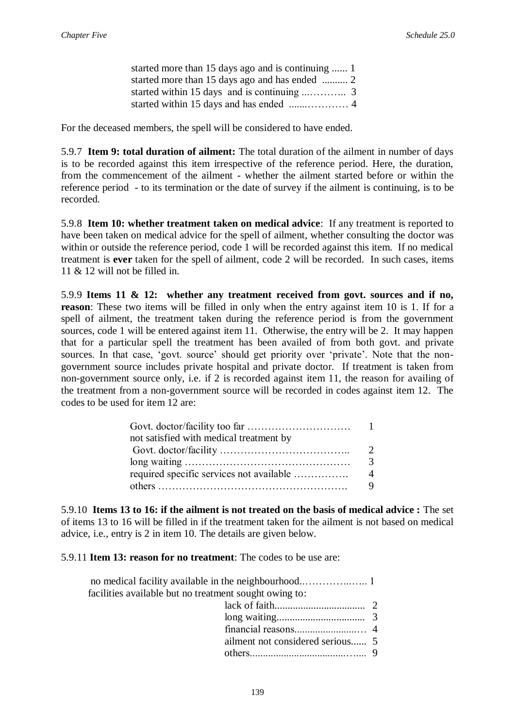started more than 15 days ago and is continuing ...... 1
started more than 15 days ago and has ended .......... 2
started within 15 days and is continuing ...……….. 3
started within 15 days and has ended .......………… 4

For the deceased members, the spell will be considered to have ended.

5.9.7 **Item 9: total duration of ailment:** The total duration of the ailment in number of days is to be recorded against this item irrespective of the reference period. Here, the duration, from the commencement of the ailment - whether the ailment started before or within the reference period - to its termination or the date of survey if the ailment is continuing, is to be recorded.

5.9.8 **Item 10: whether treatment taken on medical advice**: If any treatment is reported to have been taken on medical advice for the spell of ailment, whether consulting the doctor was within or outside the reference period, code 1 will be recorded against this item. If no medical treatment is **ever** taken for the spell of ailment, code 2 will be recorded. In such cases, items 11 & 12 will not be filled in.

5.9.9 **Items 11 & 12: whether any treatment received from govt. sources and if no, reason**: These two items will be filled in only when the entry against item 10 is 1. If for a spell of ailment, the treatment taken during the reference period is from the government sources, code 1 will be entered against item 11. Otherwise, the entry will be 2. It may happen that for a particular spell the treatment has been availed of from both govt. and private sources. In that case, 'govt. source' should get priority over 'private'. Note that the non-government source includes private hospital and private doctor. If treatment is taken from non-government source only, i.e. if 2 is recorded against item 11, the reason for availing of the treatment from a non-government source will be recorded in codes against item 12. The codes to be used for item 12 are:

Govt. doctor/facility too far ………………………… 1
not satisfied with medical treatment by
Govt. doctor/facility ……………………………….. 2
long waiting ………………………………………… 3
required specific services not available ……………. 4
others ………………………………………………. 9

5.9.10 **Items 13 to 16: if the ailment is not treated on the basis of medical advice :** The set of items 13 to 16 will be filled in if the treatment taken for the ailment is not based on medical advice, i.e., entry is 2 in item 10. The details are given below.

5.9.11 **Item 13: reason for no treatment**: The codes to be use are:

no medical facility available in the neighbourhood.……………..….. 1
facilities available but no treatment sought owing to:
lack of faith.................................. 2
long waiting................................. 3
financial reasons.........................… 4
ailment not considered serious...... 5
others.....................................…... 9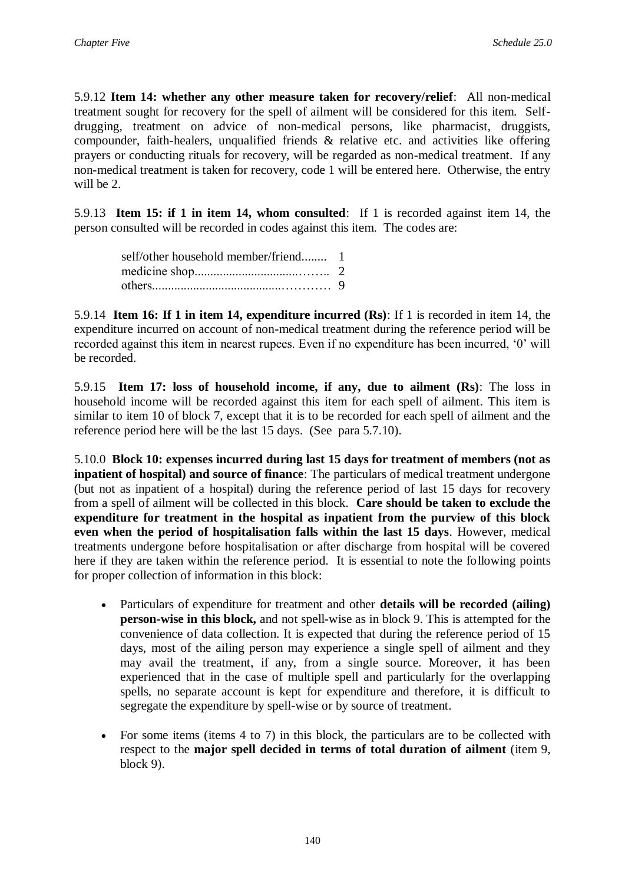5.9.12 **Item 14: whether any other measure taken for recovery/relief**: All non-medical treatment sought for recovery for the spell of ailment will be considered for this item. Self-drugging, treatment on advice of non-medical persons, like pharmacist, druggists, compounder, faith-healers, unqualified friends & relative etc. and activities like offering prayers or conducting rituals for recovery, will be regarded as non-medical treatment. If any non-medical treatment is taken for recovery, code 1 will be entered here. Otherwise, the entry will be 2.

5.9.13 **Item 15: if 1 in item 14, whom consulted**: If 1 is recorded against item 14, the person consulted will be recorded in codes against this item. The codes are:

self/other household member/friend........ 1
medicine shop.................................…….. 2
others......................................………… 9

5.9.14 **Item 16: If 1 in item 14, expenditure incurred (Rs)**: If 1 is recorded in item 14, the expenditure incurred on account of non-medical treatment during the reference period will be recorded against this item in nearest rupees. Even if no expenditure has been incurred, '0' will be recorded.

5.9.15 **Item 17: loss of household income, if any, due to ailment (Rs)**: The loss in household income will be recorded against this item for each spell of ailment. This item is similar to item 10 of block 7, except that it is to be recorded for each spell of ailment and the reference period here will be the last 15 days. (See para 5.7.10).

5.10.0 **Block 10: expenses incurred during last 15 days for treatment of members (not as inpatient of hospital) and source of finance**: The particulars of medical treatment undergone (but not as inpatient of a hospital) during the reference period of last 15 days for recovery from a spell of ailment will be collected in this block. **Care should be taken to exclude the expenditure for treatment in the hospital as inpatient from the purview of this block even when the period of hospitalisation falls within the last 15 days**. However, medical treatments undergone before hospitalisation or after discharge from hospital will be covered here if they are taken within the reference period. It is essential to note the following points for proper collection of information in this block:

- Particulars of expenditure for treatment and other **details will be recorded (ailing) person-wise in this block,** and not spell-wise as in block 9. This is attempted for the convenience of data collection. It is expected that during the reference period of 15 days, most of the ailing person may experience a single spell of ailment and they may avail the treatment, if any, from a single source. Moreover, it has been experienced that in the case of multiple spell and particularly for the overlapping spells, no separate account is kept for expenditure and therefore, it is difficult to segregate the expenditure by spell-wise or by source of treatment.

- For some items (items 4 to 7) in this block, the particulars are to be collected with respect to the **major spell decided in terms of total duration of ailment** (item 9, block 9).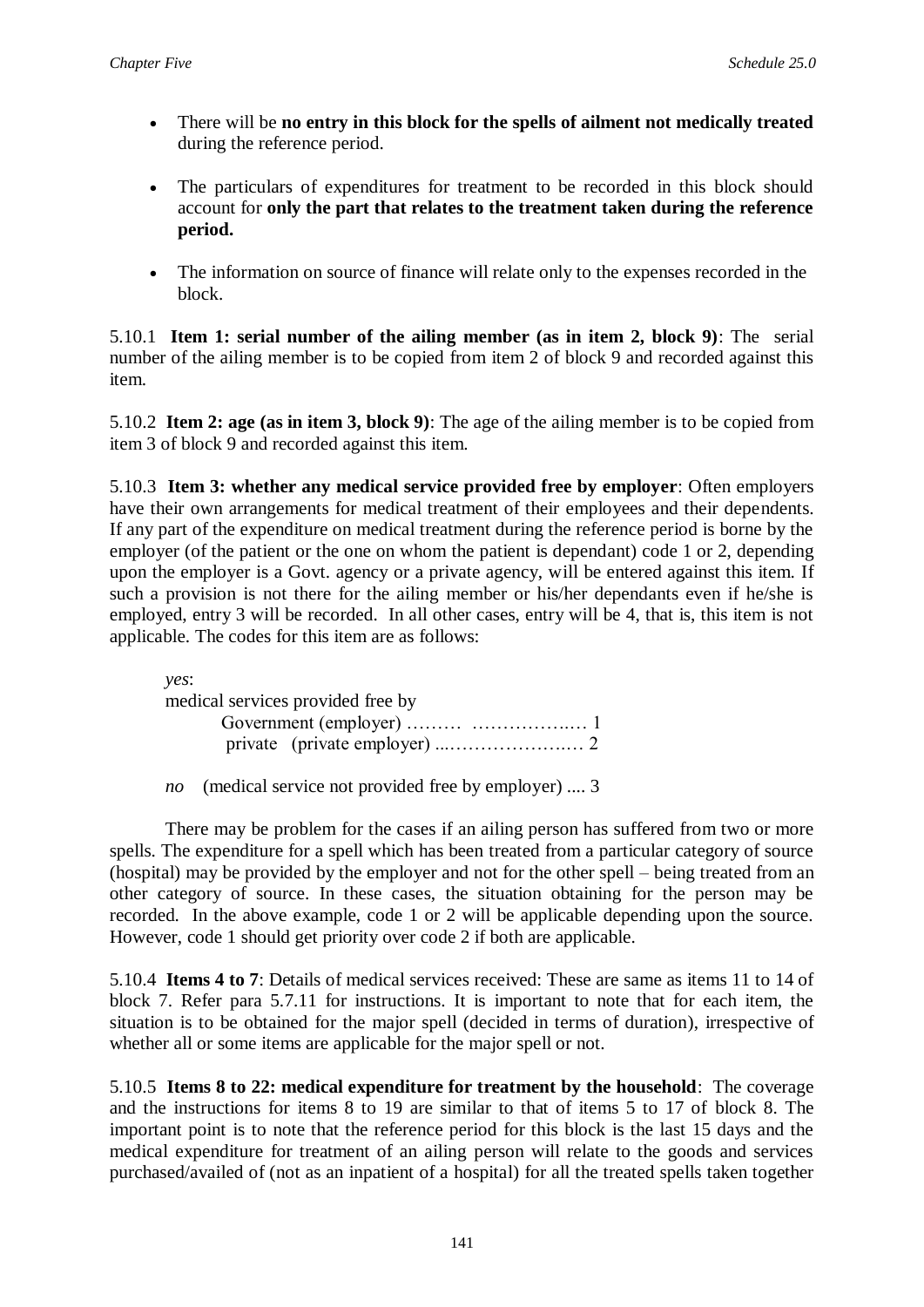- There will be **no entry in this block for the spells of ailment not medically treated** during the reference period.

- The particulars of expenditures for treatment to be recorded in this block should account for **only the part that relates to the treatment taken during the reference period.**

- The information on source of finance will relate only to the expenses recorded in the block.

5.10.1 **Item 1: serial number of the ailing member (as in item 2, block 9)**: The serial number of the ailing member is to be copied from item 2 of block 9 and recorded against this item.

5.10.2 **Item 2: age (as in item 3, block 9)**: The age of the ailing member is to be copied from item 3 of block 9 and recorded against this item.

5.10.3 **Item 3: whether any medical service provided free by employer**: Often employers have their own arrangements for medical treatment of their employees and their dependents. If any part of the expenditure on medical treatment during the reference period is borne by the employer (of the patient or the one on whom the patient is dependant) code 1 or 2, depending upon the employer is a Govt. agency or a private agency, will be entered against this item. If such a provision is not there for the ailing member or his/her dependants even if he/she is employed, entry 3 will be recorded. In all other cases, entry will be 4, that is, this item is not applicable. The codes for this item are as follows:

*yes*:
medical services provided free by
Government (employer) ……… ……………..… 1
private (private employer) ...……………….… 2

*no* (medical service not provided free by employer) .... 3

There may be problem for the cases if an ailing person has suffered from two or more spells. The expenditure for a spell which has been treated from a particular category of source (hospital) may be provided by the employer and not for the other spell – being treated from an other category of source. In these cases, the situation obtaining for the person may be recorded. In the above example, code 1 or 2 will be applicable depending upon the source. However, code 1 should get priority over code 2 if both are applicable.

5.10.4 **Items 4 to 7**: Details of medical services received: These are same as items 11 to 14 of block 7. Refer para 5.7.11 for instructions. It is important to note that for each item, the situation is to be obtained for the major spell (decided in terms of duration), irrespective of whether all or some items are applicable for the major spell or not.

5.10.5 **Items 8 to 22: medical expenditure for treatment by the household**: The coverage and the instructions for items 8 to 19 are similar to that of items 5 to 17 of block 8. The important point is to note that the reference period for this block is the last 15 days and the medical expenditure for treatment of an ailing person will relate to the goods and services purchased/availed of (not as an inpatient of a hospital) for all the treated spells taken together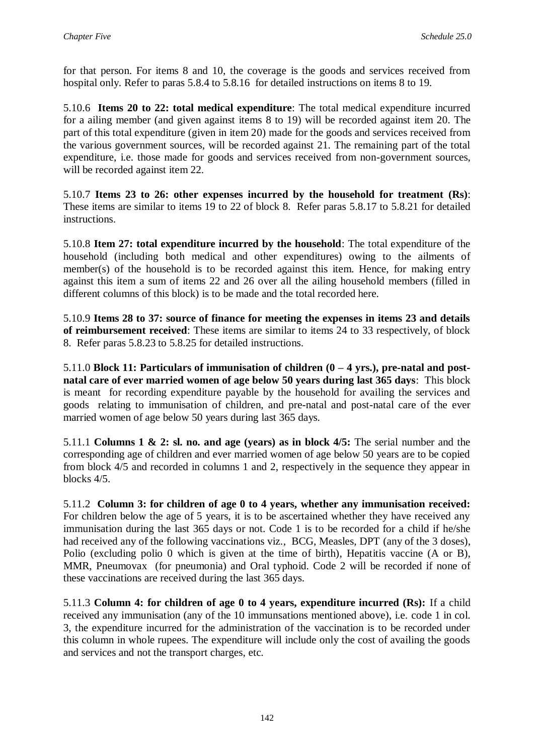for that person. For items 8 and 10, the coverage is the goods and services received from hospital only. Refer to paras 5.8.4 to 5.8.16 for detailed instructions on items 8 to 19.

5.10.6 **Items 20 to 22: total medical expenditure**: The total medical expenditure incurred for a ailing member (and given against items 8 to 19) will be recorded against item 20. The part of this total expenditure (given in item 20) made for the goods and services received from the various government sources, will be recorded against 21. The remaining part of the total expenditure, i.e. those made for goods and services received from non-government sources, will be recorded against item 22.

5.10.7 **Items 23 to 26: other expenses incurred by the household for treatment (Rs)**: These items are similar to items 19 to 22 of block 8. Refer paras 5.8.17 to 5.8.21 for detailed instructions.

5.10.8 **Item 27: total expenditure incurred by the household**: The total expenditure of the household (including both medical and other expenditures) owing to the ailments of member(s) of the household is to be recorded against this item. Hence, for making entry against this item a sum of items 22 and 26 over all the ailing household members (filled in different columns of this block) is to be made and the total recorded here.

5.10.9 **Items 28 to 37: source of finance for meeting the expenses in items 23 and details of reimbursement received**: These items are similar to items 24 to 33 respectively, of block 8. Refer paras 5.8.23 to 5.8.25 for detailed instructions.

5.11.0 **Block 11: Particulars of immunisation of children (0 – 4 yrs.), pre-natal and post-natal care of ever married women of age below 50 years during last 365 days**: This block is meant for recording expenditure payable by the household for availing the services and goods relating to immunisation of children, and pre-natal and post-natal care of the ever married women of age below 50 years during last 365 days.

5.11.1 **Columns 1 & 2: sl. no. and age (years) as in block 4/5:** The serial number and the corresponding age of children and ever married women of age below 50 years are to be copied from block 4/5 and recorded in columns 1 and 2, respectively in the sequence they appear in blocks 4/5.

5.11.2 **Column 3: for children of age 0 to 4 years, whether any immunisation received:** For children below the age of 5 years, it is to be ascertained whether they have received any immunisation during the last 365 days or not. Code 1 is to be recorded for a child if he/she had received any of the following vaccinations viz., BCG, Measles, DPT (any of the 3 doses), Polio (excluding polio 0 which is given at the time of birth), Hepatitis vaccine (A or B), MMR, Pneumovax (for pneumonia) and Oral typhoid. Code 2 will be recorded if none of these vaccinations are received during the last 365 days.

5.11.3 **Column 4: for children of age 0 to 4 years, expenditure incurred (Rs):** If a child received any immunisation (any of the 10 immunsations mentioned above), i.e. code 1 in col. 3, the expenditure incurred for the administration of the vaccination is to be recorded under this column in whole rupees. The expenditure will include only the cost of availing the goods and services and not the transport charges, etc.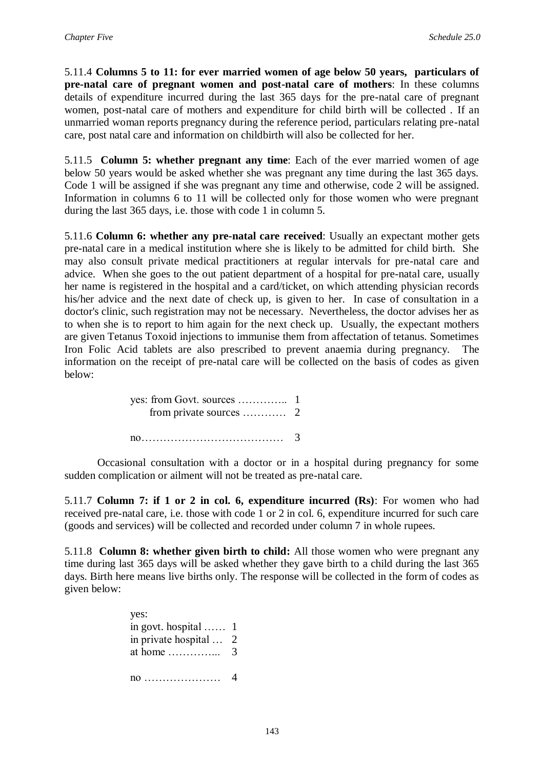5.11.4 **Columns 5 to 11: for ever married women of age below 50 years, particulars of pre-natal care of pregnant women and post-natal care of mothers**: In these columns details of expenditure incurred during the last 365 days for the pre-natal care of pregnant women, post-natal care of mothers and expenditure for child birth will be collected . If an unmarried woman reports pregnancy during the reference period, particulars relating pre-natal care, post natal care and information on childbirth will also be collected for her.

5.11.5 **Column 5: whether pregnant any time**: Each of the ever married women of age below 50 years would be asked whether she was pregnant any time during the last 365 days. Code 1 will be assigned if she was pregnant any time and otherwise, code 2 will be assigned. Information in columns 6 to 11 will be collected only for those women who were pregnant during the last 365 days, i.e. those with code 1 in column 5.

5.11.6 **Column 6: whether any pre-natal care received**: Usually an expectant mother gets pre-natal care in a medical institution where she is likely to be admitted for child birth. She may also consult private medical practitioners at regular intervals for pre-natal care and advice. When she goes to the out patient department of a hospital for pre-natal care, usually her name is registered in the hospital and a card/ticket, on which attending physician records his/her advice and the next date of check up, is given to her. In case of consultation in a doctor's clinic, such registration may not be necessary. Nevertheless, the doctor advises her as to when she is to report to him again for the next check up. Usually, the expectant mothers are given Tetanus Toxoid injections to immunise them from affectation of tetanus. Sometimes Iron Folic Acid tablets are also prescribed to prevent anaemia during pregnancy. The information on the receipt of pre-natal care will be collected on the basis of codes as given below:

yes: from Govt. sources ………….. 1
     from private sources ………… 2

no………………………………… 3

Occasional consultation with a doctor or in a hospital during pregnancy for some sudden complication or ailment will not be treated as pre-natal care.

5.11.7 **Column 7: if 1 or 2 in col. 6, expenditure incurred (Rs)**: For women who had received pre-natal care, i.e. those with code 1 or 2 in col. 6, expenditure incurred for such care (goods and services) will be collected and recorded under column 7 in whole rupees.

5.11.8 **Column 8: whether given birth to child:** All those women who were pregnant any time during last 365 days will be asked whether they gave birth to a child during the last 365 days. Birth here means live births only. The response will be collected in the form of codes as given below:

yes:
in govt. hospital …… 1
in private hospital … 2
at home …………... 3

no ………………… 4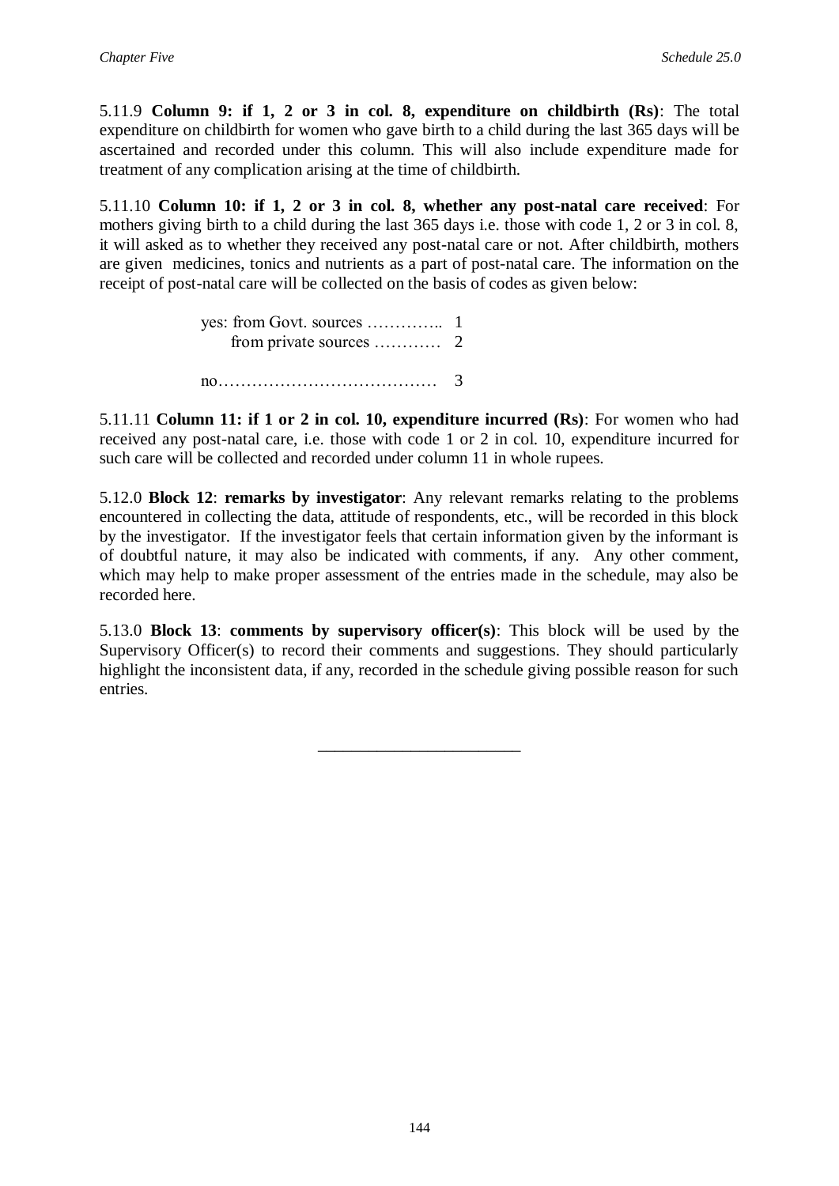5.11.9 **Column 9: if 1, 2 or 3 in col. 8, expenditure on childbirth (Rs)**: The total expenditure on childbirth for women who gave birth to a child during the last 365 days will be ascertained and recorded under this column. This will also include expenditure made for treatment of any complication arising at the time of childbirth.

5.11.10 **Column 10: if 1, 2 or 3 in col. 8, whether any post-natal care received**: For mothers giving birth to a child during the last 365 days i.e. those with code 1, 2 or 3 in col. 8, it will asked as to whether they received any post-natal care or not. After childbirth, mothers are given medicines, tonics and nutrients as a part of post-natal care. The information on the receipt of post-natal care will be collected on the basis of codes as given below:

yes: from Govt. sources ………….. 1
from private sources ………… 2

no………………………………… 3

5.11.11 **Column 11: if 1 or 2 in col. 10, expenditure incurred (Rs)**: For women who had received any post-natal care, i.e. those with code 1 or 2 in col. 10, expenditure incurred for such care will be collected and recorded under column 11 in whole rupees.

5.12.0 **Block 12**: **remarks by investigator**: Any relevant remarks relating to the problems encountered in collecting the data, attitude of respondents, etc., will be recorded in this block by the investigator. If the investigator feels that certain information given by the informant is of doubtful nature, it may also be indicated with comments, if any. Any other comment, which may help to make proper assessment of the entries made in the schedule, may also be recorded here.

5.13.0 **Block 13**: **comments by supervisory officer(s)**: This block will be used by the Supervisory Officer(s) to record their comments and suggestions. They should particularly highlight the inconsistent data, if any, recorded in the schedule giving possible reason for such entries.

---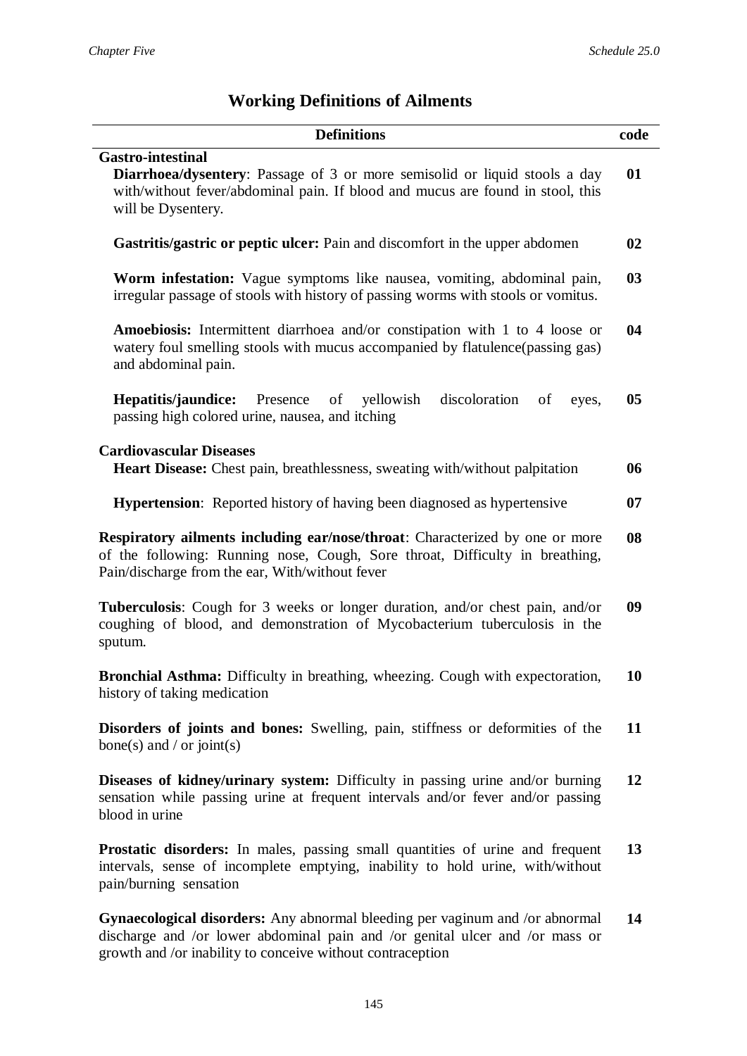## Working Definitions of Ailments

| Definitions | code |
|---|---|
| **Gastro-intestinal** | |
| **Diarrhoea/dysentery**: Passage of 3 or more semisolid or liquid stools a day with/without fever/abdominal pain. If blood and mucus are found in stool, this will be Dysentery. | **01** |
| **Gastritis/gastric or peptic ulcer:** Pain and discomfort in the upper abdomen | **02** |
| **Worm infestation:** Vague symptoms like nausea, vomiting, abdominal pain, irregular passage of stools with history of passing worms with stools or vomitus. | **03** |
| **Amoebiosis:** Intermittent diarrhoea and/or constipation with 1 to 4 loose or watery foul smelling stools with mucus accompanied by flatulence(passing gas) and abdominal pain. | **04** |
| **Hepatitis/jaundice:** Presence of yellowish discoloration of eyes, passing high colored urine, nausea, and itching | **05** |
| **Cardiovascular Diseases** | |
| **Heart Disease:** Chest pain, breathlessness, sweating with/without palpitation | **06** |
| **Hypertension**: Reported history of having been diagnosed as hypertensive | **07** |
| **Respiratory ailments including ear/nose/throat**: Characterized by one or more of the following: Running nose, Cough, Sore throat, Difficulty in breathing, Pain/discharge from the ear, With/without fever | **08** |
| **Tuberculosis**: Cough for 3 weeks or longer duration, and/or chest pain, and/or coughing of blood, and demonstration of Mycobacterium tuberculosis in the sputum. | **09** |
| **Bronchial Asthma:** Difficulty in breathing, wheezing. Cough with expectoration, history of taking medication | **10** |
| **Disorders of joints and bones:** Swelling, pain, stiffness or deformities of the bone(s) and / or joint(s) | **11** |
| **Diseases of kidney/urinary system:** Difficulty in passing urine and/or burning sensation while passing urine at frequent intervals and/or fever and/or passing blood in urine | **12** |
| **Prostatic disorders:** In males, passing small quantities of urine and frequent intervals, sense of incomplete emptying, inability to hold urine, with/without pain/burning sensation | **13** |
| **Gynaecological disorders:** Any abnormal bleeding per vaginum and /or abnormal discharge and /or lower abdominal pain and /or genital ulcer and /or mass or growth and /or inability to conceive without contraception | **14** |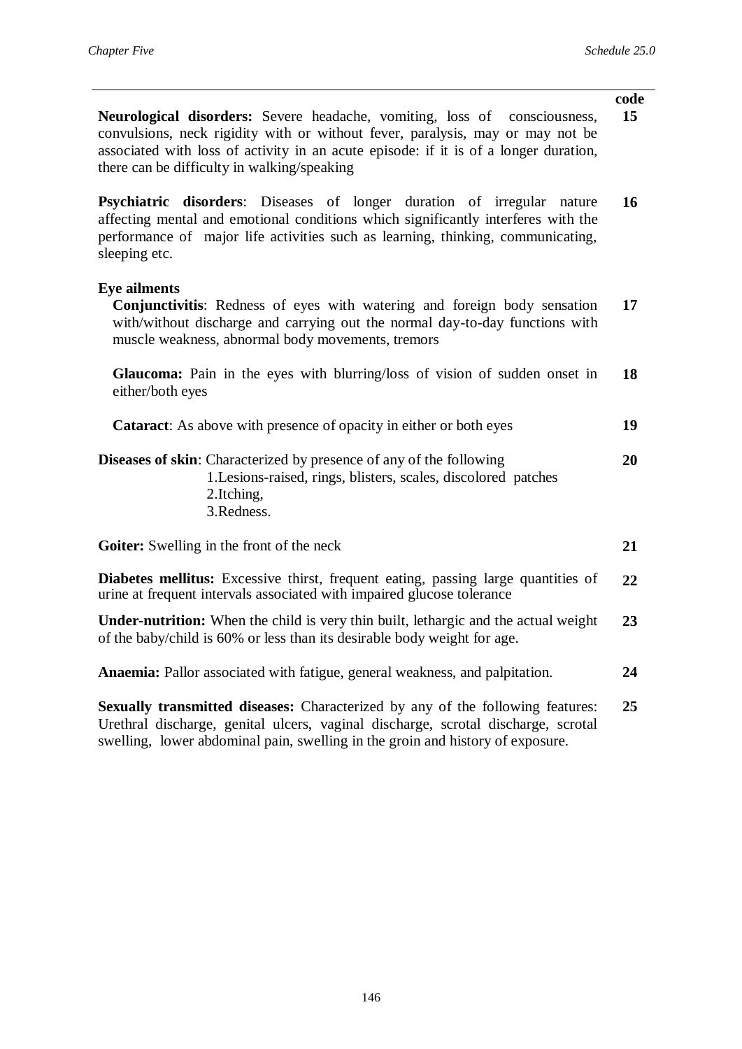| | code |
|---|---|
| **Neurological disorders:** Severe headache, vomiting, loss of consciousness, convulsions, neck rigidity with or without fever, paralysis, may or may not be associated with loss of activity in an acute episode: if it is of a longer duration, there can be difficulty in walking/speaking | **15** |
| **Psychiatric disorders**: Diseases of longer duration of irregular nature affecting mental and emotional conditions which significantly interferes with the performance of major life activities such as learning, thinking, communicating, sleeping etc. | **16** |
| **Eye ailments** | |
| **Conjunctivitis**: Redness of eyes with watering and foreign body sensation with/without discharge and carrying out the normal day-to-day functions with muscle weakness, abnormal body movements, tremors | **17** |
| **Glaucoma:** Pain in the eyes with blurring/loss of vision of sudden onset in either/both eyes | **18** |
| **Cataract**: As above with presence of opacity in either or both eyes | **19** |
| **Diseases of skin**: Characterized by presence of any of the following<br>1.Lesions-raised, rings, blisters, scales, discolored patches<br>2.Itching,<br>3.Redness. | **20** |
| **Goiter:** Swelling in the front of the neck | **21** |
| **Diabetes mellitus:** Excessive thirst, frequent eating, passing large quantities of urine at frequent intervals associated with impaired glucose tolerance | **22** |
| **Under-nutrition:** When the child is very thin built, lethargic and the actual weight of the baby/child is 60% or less than its desirable body weight for age. | **23** |
| **Anaemia:** Pallor associated with fatigue, general weakness, and palpitation. | **24** |
| **Sexually transmitted diseases:** Characterized by any of the following features: Urethral discharge, genital ulcers, vaginal discharge, scrotal discharge, scrotal swelling, lower abdominal pain, swelling in the groin and history of exposure. | **25** |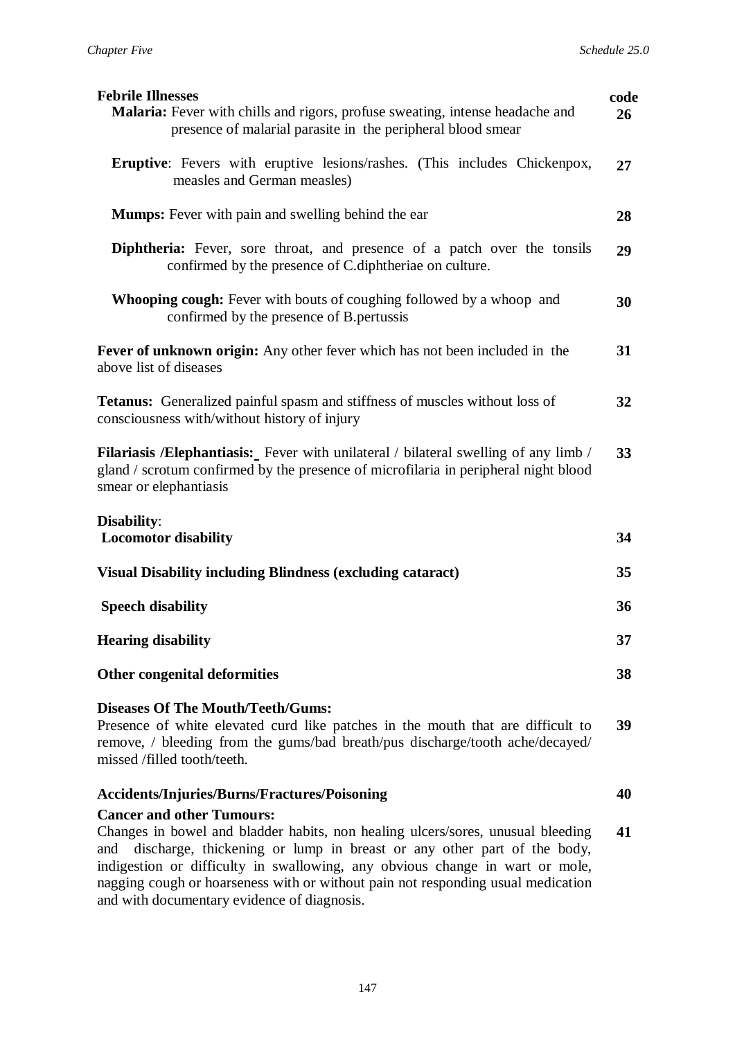| **Febrile Illnesses** | **code** |
|---|---|
| **Malaria:** Fever with chills and rigors, profuse sweating, intense headache and presence of malarial parasite in the peripheral blood smear | **26** |
| **Eruptive**: Fevers with eruptive lesions/rashes. (This includes Chickenpox, measles and German measles) | **27** |
| **Mumps:** Fever with pain and swelling behind the ear | **28** |
| **Diphtheria:** Fever, sore throat, and presence of a patch over the tonsils confirmed by the presence of C.diphtheriae on culture. | **29** |
| **Whooping cough:** Fever with bouts of coughing followed by a whoop and confirmed by the presence of B.pertussis | **30** |
| **Fever of unknown origin:** Any other fever which has not been included in the above list of diseases | **31** |
| **Tetanus:** Generalized painful spasm and stiffness of muscles without loss of consciousness with/without history of injury | **32** |
| **Filariasis /Elephantiasis:** Fever with unilateral / bilateral swelling of any limb / gland / scrotum confirmed by the presence of microfilaria in peripheral night blood smear or elephantiasis | **33** |
| **Disability**: | |
| **Locomotor disability** | **34** |
| **Visual Disability including Blindness (excluding cataract)** | **35** |
| **Speech disability** | **36** |
| **Hearing disability** | **37** |
| **Other congenital deformities** | **38** |
| **Diseases Of The Mouth/Teeth/Gums:** Presence of white elevated curd like patches in the mouth that are difficult to remove, / bleeding from the gums/bad breath/pus discharge/tooth ache/decayed/ missed /filled tooth/teeth. | **39** |
| **Accidents/Injuries/Burns/Fractures/Poisoning** | **40** |
| **Cancer and other Tumours:** Changes in bowel and bladder habits, non healing ulcers/sores, unusual bleeding and discharge, thickening or lump in breast or any other part of the body, indigestion or difficulty in swallowing, any obvious change in wart or mole, nagging cough or hoarseness with or without pain not responding usual medication and with documentary evidence of diagnosis. | **41** |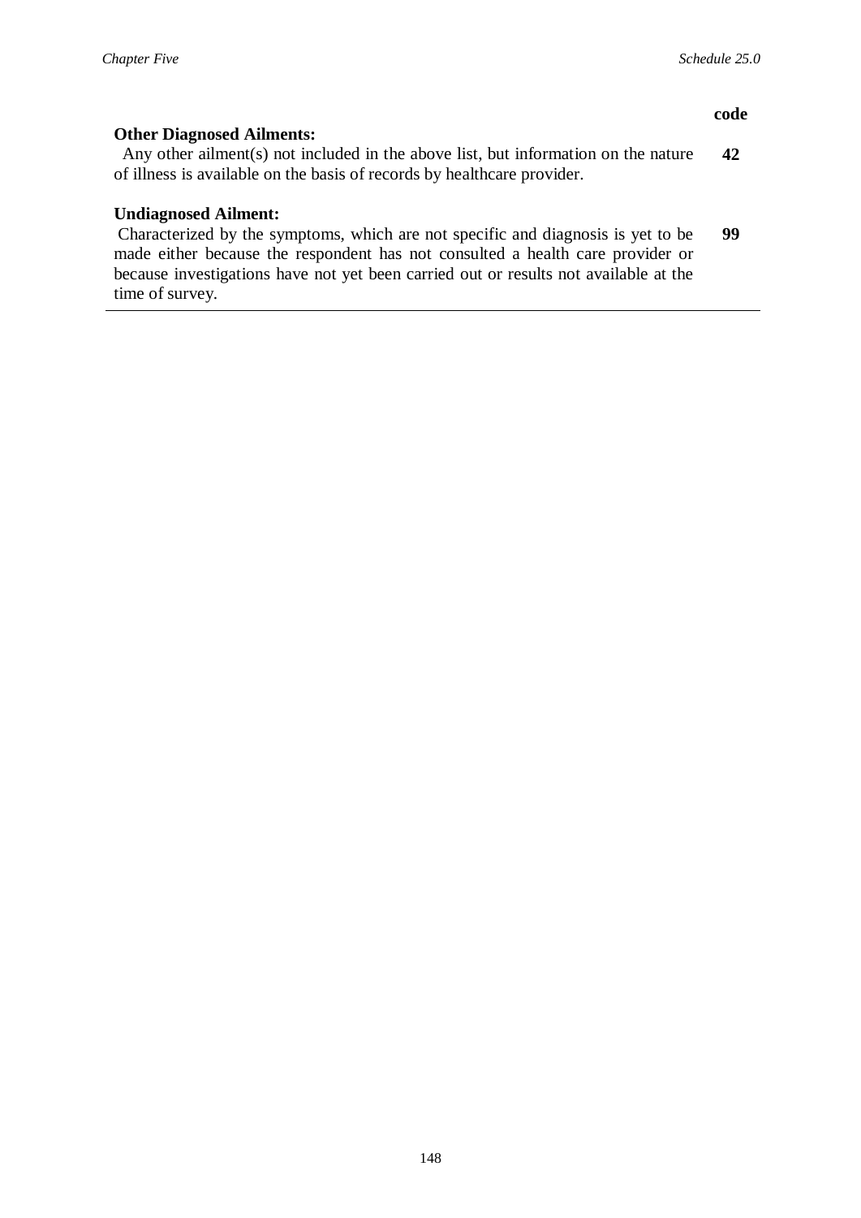| | code |
|---|---|
| **Other Diagnosed Ailments:** Any other ailment(s) not included in the above list, but information on the nature of illness is available on the basis of records by healthcare provider. | **42** |
| **Undiagnosed Ailment:** Characterized by the symptoms, which are not specific and diagnosis is yet to be made either because the respondent has not consulted a health care provider or because investigations have not yet been carried out or results not available at the time of survey. | **99** |